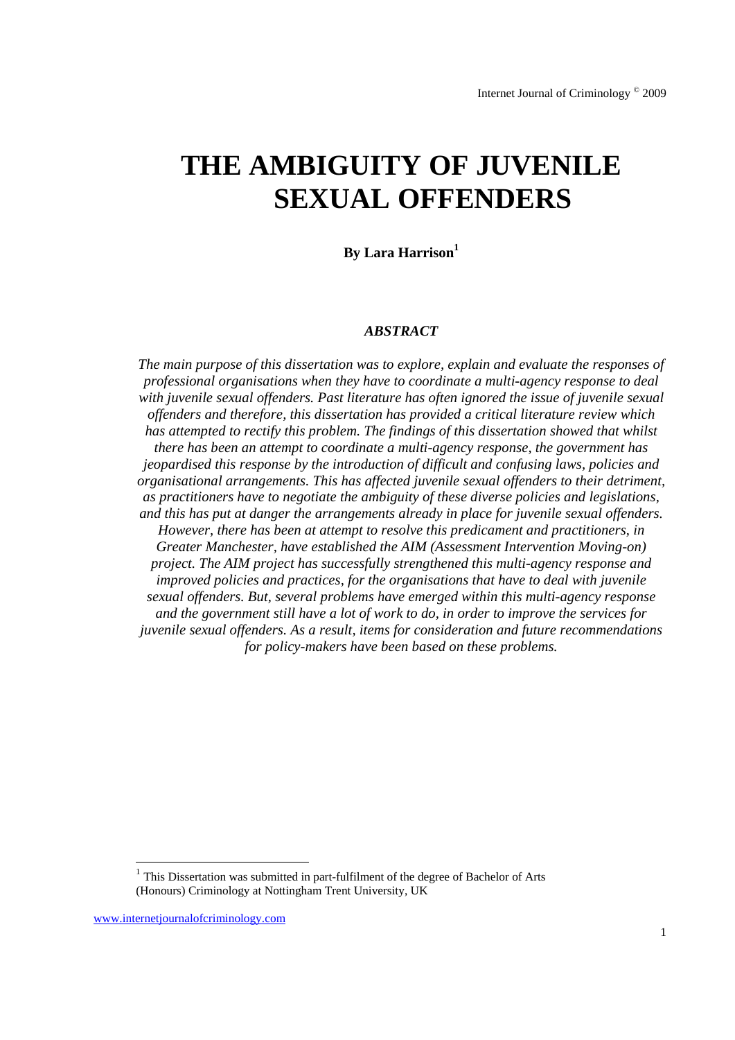# THE AMBIGUITY OF JUVENILE SEXUAL OFFENDERS

**By Lara Harrison[1]**

### *ABSTRACT*

*The main purpose of this dissertation was to explore, explain and evaluate the responses of professional organisations when they have to coordinate a multi-agency response to deal with juvenile sexual offenders. Past literature has often ignored the issue of juvenile sexual offenders and therefore, this dissertation has provided a critical literature review which has attempted to rectify this problem. The findings of this dissertation showed that whilst there has been an attempt to coordinate a multi-agency response, the government has jeopardised this response by the introduction of difficult and confusing laws, policies and organisational arrangements. This has affected juvenile sexual offenders to their detriment, as practitioners have to negotiate the ambiguity of these diverse policies and legislations, and this has put at danger the arrangements already in place for juvenile sexual offenders. However, there has been at attempt to resolve this predicament and practitioners, in Greater Manchester, have established the AIM (Assessment Intervention Moving-on) project. The AIM project has successfully strengthened this multi-agency response and improved policies and practices, for the organisations that have to deal with juvenile sexual offenders. But, several problems have emerged within this multi-agency response and the government still have a lot of work to do, in order to improve the services for juvenile sexual offenders. As a result, items for consideration and future recommendations for policy-makers have been based on these problems.*

[1] This Dissertation was submitted in part-fulfilment of the degree of Bachelor of Arts (Honours) Criminology at Nottingham Trent University, UK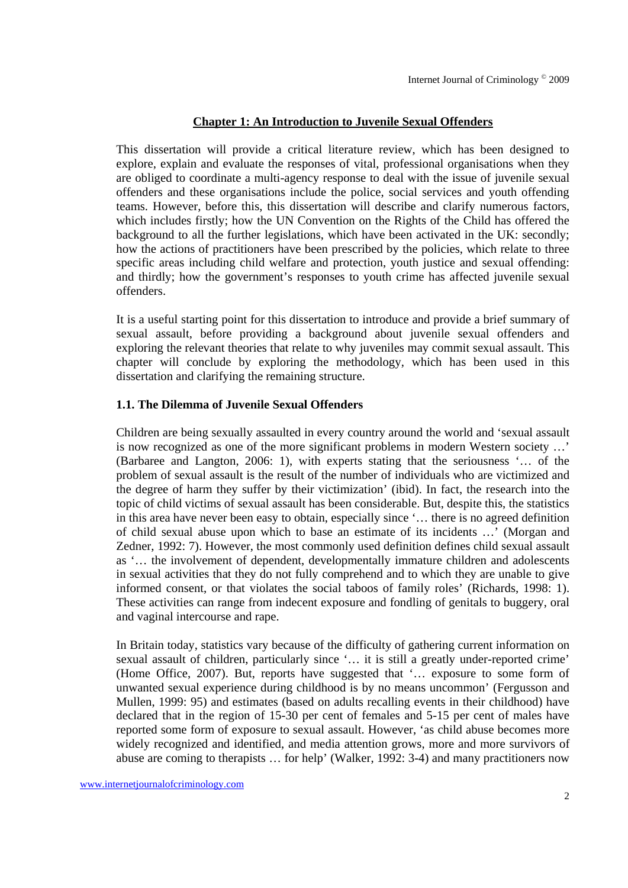## Chapter 1: An Introduction to Juvenile Sexual Offenders

This dissertation will provide a critical literature review, which has been designed to explore, explain and evaluate the responses of vital, professional organisations when they are obliged to coordinate a multi-agency response to deal with the issue of juvenile sexual offenders and these organisations include the police, social services and youth offending teams. However, before this, this dissertation will describe and clarify numerous factors, which includes firstly; how the UN Convention on the Rights of the Child has offered the background to all the further legislations, which have been activated in the UK: secondly; how the actions of practitioners have been prescribed by the policies, which relate to three specific areas including child welfare and protection, youth justice and sexual offending: and thirdly; how the government's responses to youth crime has affected juvenile sexual offenders.

It is a useful starting point for this dissertation to introduce and provide a brief summary of sexual assault, before providing a background about juvenile sexual offenders and exploring the relevant theories that relate to why juveniles may commit sexual assault. This chapter will conclude by exploring the methodology, which has been used in this dissertation and clarifying the remaining structure.

### 1.1. The Dilemma of Juvenile Sexual Offenders

Children are being sexually assaulted in every country around the world and 'sexual assault is now recognized as one of the more significant problems in modern Western society …' (Barbaree and Langton, 2006: 1), with experts stating that the seriousness '… of the problem of sexual assault is the result of the number of individuals who are victimized and the degree of harm they suffer by their victimization' (ibid). In fact, the research into the topic of child victims of sexual assault has been considerable. But, despite this, the statistics in this area have never been easy to obtain, especially since '… there is no agreed definition of child sexual abuse upon which to base an estimate of its incidents …' (Morgan and Zedner, 1992: 7). However, the most commonly used definition defines child sexual assault as '… the involvement of dependent, developmentally immature children and adolescents in sexual activities that they do not fully comprehend and to which they are unable to give informed consent, or that violates the social taboos of family roles' (Richards, 1998: 1). These activities can range from indecent exposure and fondling of genitals to buggery, oral and vaginal intercourse and rape.

In Britain today, statistics vary because of the difficulty of gathering current information on sexual assault of children, particularly since '… it is still a greatly under-reported crime' (Home Office, 2007). But, reports have suggested that '… exposure to some form of unwanted sexual experience during childhood is by no means uncommon' (Fergusson and Mullen, 1999: 95) and estimates (based on adults recalling events in their childhood) have declared that in the region of 15-30 per cent of females and 5-15 per cent of males have reported some form of exposure to sexual assault. However, 'as child abuse becomes more widely recognized and identified, and media attention grows, more and more survivors of abuse are coming to therapists … for help' (Walker, 1992: 3-4) and many practitioners now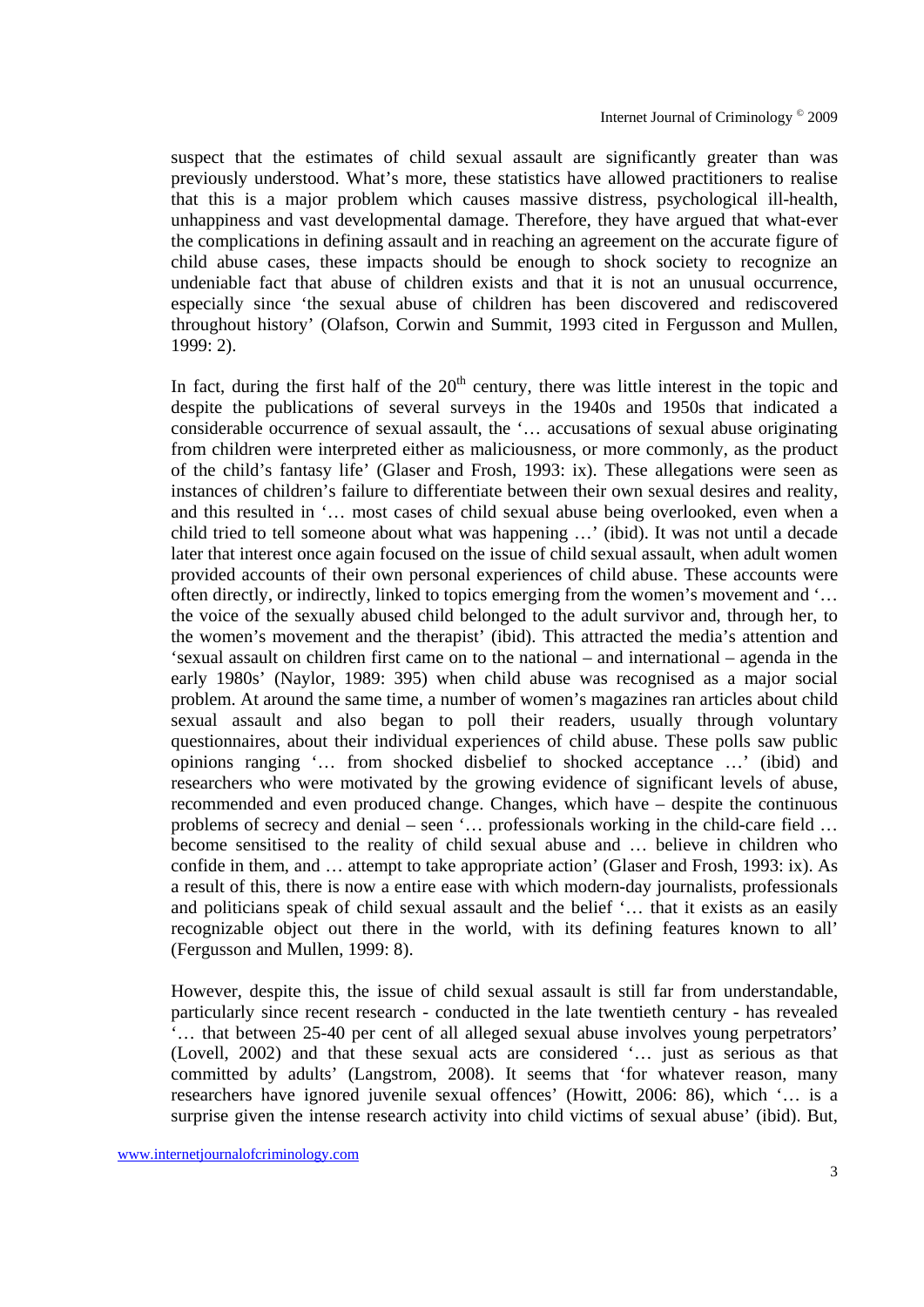suspect that the estimates of child sexual assault are significantly greater than was previously understood. What's more, these statistics have allowed practitioners to realise that this is a major problem which causes massive distress, psychological ill-health, unhappiness and vast developmental damage. Therefore, they have argued that what-ever the complications in defining assault and in reaching an agreement on the accurate figure of child abuse cases, these impacts should be enough to shock society to recognize an undeniable fact that abuse of children exists and that it is not an unusual occurrence, especially since 'the sexual abuse of children has been discovered and rediscovered throughout history' (Olafson, Corwin and Summit, 1993 cited in Fergusson and Mullen, 1999: 2).

In fact, during the first half of the 20th century, there was little interest in the topic and despite the publications of several surveys in the 1940s and 1950s that indicated a considerable occurrence of sexual assault, the '… accusations of sexual abuse originating from children were interpreted either as maliciousness, or more commonly, as the product of the child's fantasy life' (Glaser and Frosh, 1993: ix). These allegations were seen as instances of children's failure to differentiate between their own sexual desires and reality, and this resulted in '… most cases of child sexual abuse being overlooked, even when a child tried to tell someone about what was happening …' (ibid). It was not until a decade later that interest once again focused on the issue of child sexual assault, when adult women provided accounts of their own personal experiences of child abuse. These accounts were often directly, or indirectly, linked to topics emerging from the women's movement and '… the voice of the sexually abused child belonged to the adult survivor and, through her, to the women's movement and the therapist' (ibid). This attracted the media's attention and 'sexual assault on children first came on to the national – and international – agenda in the early 1980s' (Naylor, 1989: 395) when child abuse was recognised as a major social problem. At around the same time, a number of women's magazines ran articles about child sexual assault and also began to poll their readers, usually through voluntary questionnaires, about their individual experiences of child abuse. These polls saw public opinions ranging '… from shocked disbelief to shocked acceptance …' (ibid) and researchers who were motivated by the growing evidence of significant levels of abuse, recommended and even produced change. Changes, which have – despite the continuous problems of secrecy and denial – seen '… professionals working in the child-care field … become sensitised to the reality of child sexual abuse and … believe in children who confide in them, and … attempt to take appropriate action' (Glaser and Frosh, 1993: ix). As a result of this, there is now a entire ease with which modern-day journalists, professionals and politicians speak of child sexual assault and the belief '… that it exists as an easily recognizable object out there in the world, with its defining features known to all' (Fergusson and Mullen, 1999: 8).

However, despite this, the issue of child sexual assault is still far from understandable, particularly since recent research - conducted in the late twentieth century - has revealed '… that between 25-40 per cent of all alleged sexual abuse involves young perpetrators' (Lovell, 2002) and that these sexual acts are considered '… just as serious as that committed by adults' (Langstrom, 2008). It seems that 'for whatever reason, many researchers have ignored juvenile sexual offences' (Howitt, 2006: 86), which '… is a surprise given the intense research activity into child victims of sexual abuse' (ibid). But,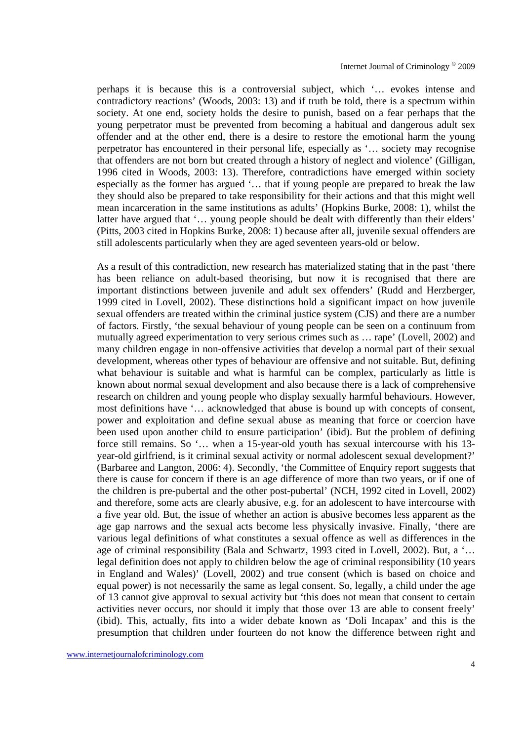perhaps it is because this is a controversial subject, which '… evokes intense and contradictory reactions' (Woods, 2003: 13) and if truth be told, there is a spectrum within society. At one end, society holds the desire to punish, based on a fear perhaps that the young perpetrator must be prevented from becoming a habitual and dangerous adult sex offender and at the other end, there is a desire to restore the emotional harm the young perpetrator has encountered in their personal life, especially as '… society may recognise that offenders are not born but created through a history of neglect and violence' (Gilligan, 1996 cited in Woods, 2003: 13). Therefore, contradictions have emerged within society especially as the former has argued '… that if young people are prepared to break the law they should also be prepared to take responsibility for their actions and that this might well mean incarceration in the same institutions as adults' (Hopkins Burke, 2008: 1), whilst the latter have argued that '… young people should be dealt with differently than their elders' (Pitts, 2003 cited in Hopkins Burke, 2008: 1) because after all, juvenile sexual offenders are still adolescents particularly when they are aged seventeen years-old or below.

As a result of this contradiction, new research has materialized stating that in the past 'there has been reliance on adult-based theorising, but now it is recognised that there are important distinctions between juvenile and adult sex offenders' (Rudd and Herzberger, 1999 cited in Lovell, 2002). These distinctions hold a significant impact on how juvenile sexual offenders are treated within the criminal justice system (CJS) and there are a number of factors. Firstly, 'the sexual behaviour of young people can be seen on a continuum from mutually agreed experimentation to very serious crimes such as … rape' (Lovell, 2002) and many children engage in non-offensive activities that develop a normal part of their sexual development, whereas other types of behaviour are offensive and not suitable. But, defining what behaviour is suitable and what is harmful can be complex, particularly as little is known about normal sexual development and also because there is a lack of comprehensive research on children and young people who display sexually harmful behaviours. However, most definitions have '… acknowledged that abuse is bound up with concepts of consent, power and exploitation and define sexual abuse as meaning that force or coercion have been used upon another child to ensure participation' (ibid). But the problem of defining force still remains. So '… when a 15-year-old youth has sexual intercourse with his 13-year-old girlfriend, is it criminal sexual activity or normal adolescent sexual development?' (Barbaree and Langton, 2006: 4). Secondly, 'the Committee of Enquiry report suggests that there is cause for concern if there is an age difference of more than two years, or if one of the children is pre-pubertal and the other post-pubertal' (NCH, 1992 cited in Lovell, 2002) and therefore, some acts are clearly abusive, e.g. for an adolescent to have intercourse with a five year old. But, the issue of whether an action is abusive becomes less apparent as the age gap narrows and the sexual acts become less physically invasive. Finally, 'there are various legal definitions of what constitutes a sexual offence as well as differences in the age of criminal responsibility (Bala and Schwartz, 1993 cited in Lovell, 2002). But, a '… legal definition does not apply to children below the age of criminal responsibility (10 years in England and Wales)' (Lovell, 2002) and true consent (which is based on choice and equal power) is not necessarily the same as legal consent. So, legally, a child under the age of 13 cannot give approval to sexual activity but 'this does not mean that consent to certain activities never occurs, nor should it imply that those over 13 are able to consent freely' (ibid). This, actually, fits into a wider debate known as 'Doli Incapax' and this is the presumption that children under fourteen do not know the difference between right and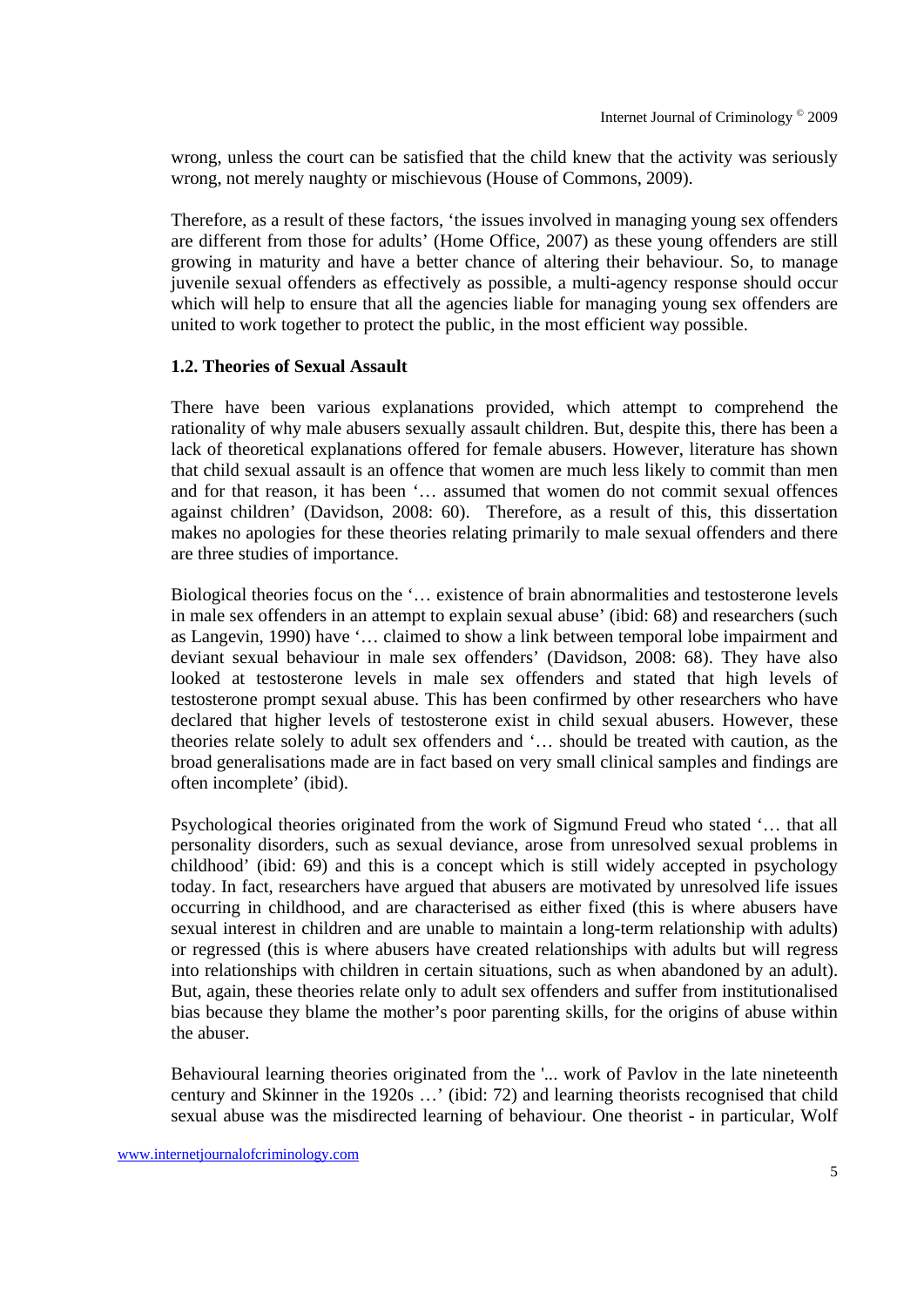wrong, unless the court can be satisfied that the child knew that the activity was seriously wrong, not merely naughty or mischievous (House of Commons, 2009).

Therefore, as a result of these factors, 'the issues involved in managing young sex offenders are different from those for adults' (Home Office, 2007) as these young offenders are still growing in maturity and have a better chance of altering their behaviour. So, to manage juvenile sexual offenders as effectively as possible, a multi-agency response should occur which will help to ensure that all the agencies liable for managing young sex offenders are united to work together to protect the public, in the most efficient way possible.

### 1.2. Theories of Sexual Assault

There have been various explanations provided, which attempt to comprehend the rationality of why male abusers sexually assault children. But, despite this, there has been a lack of theoretical explanations offered for female abusers. However, literature has shown that child sexual assault is an offence that women are much less likely to commit than men and for that reason, it has been '… assumed that women do not commit sexual offences against children' (Davidson, 2008: 60). Therefore, as a result of this, this dissertation makes no apologies for these theories relating primarily to male sexual offenders and there are three studies of importance.

Biological theories focus on the '… existence of brain abnormalities and testosterone levels in male sex offenders in an attempt to explain sexual abuse' (ibid: 68) and researchers (such as Langevin, 1990) have '… claimed to show a link between temporal lobe impairment and deviant sexual behaviour in male sex offenders' (Davidson, 2008: 68). They have also looked at testosterone levels in male sex offenders and stated that high levels of testosterone prompt sexual abuse. This has been confirmed by other researchers who have declared that higher levels of testosterone exist in child sexual abusers. However, these theories relate solely to adult sex offenders and '… should be treated with caution, as the broad generalisations made are in fact based on very small clinical samples and findings are often incomplete' (ibid).

Psychological theories originated from the work of Sigmund Freud who stated '… that all personality disorders, such as sexual deviance, arose from unresolved sexual problems in childhood' (ibid: 69) and this is a concept which is still widely accepted in psychology today. In fact, researchers have argued that abusers are motivated by unresolved life issues occurring in childhood, and are characterised as either fixed (this is where abusers have sexual interest in children and are unable to maintain a long-term relationship with adults) or regressed (this is where abusers have created relationships with adults but will regress into relationships with children in certain situations, such as when abandoned by an adult). But, again, these theories relate only to adult sex offenders and suffer from institutionalised bias because they blame the mother's poor parenting skills, for the origins of abuse within the abuser.

Behavioural learning theories originated from the '... work of Pavlov in the late nineteenth century and Skinner in the 1920s …' (ibid: 72) and learning theorists recognised that child sexual abuse was the misdirected learning of behaviour. One theorist - in particular, Wolf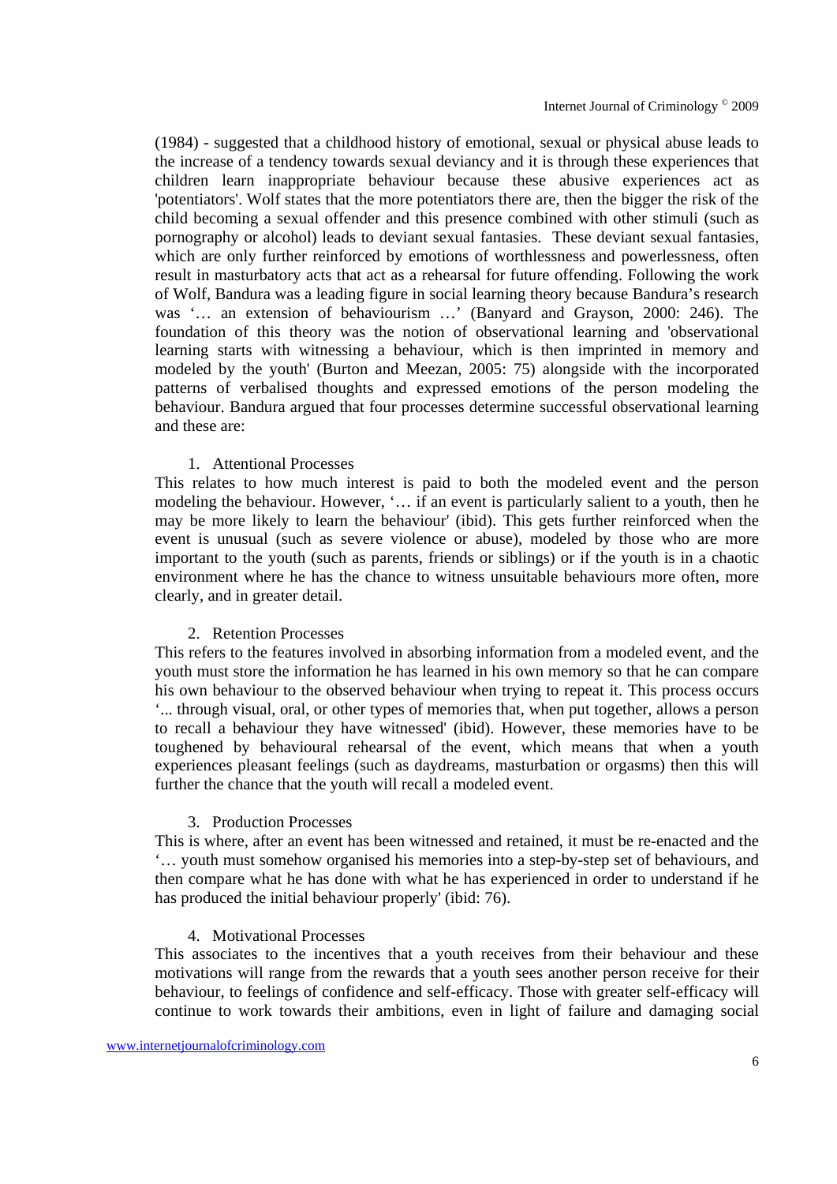(1984) - suggested that a childhood history of emotional, sexual or physical abuse leads to the increase of a tendency towards sexual deviancy and it is through these experiences that children learn inappropriate behaviour because these abusive experiences act as 'potentiators'. Wolf states that the more potentiators there are, then the bigger the risk of the child becoming a sexual offender and this presence combined with other stimuli (such as pornography or alcohol) leads to deviant sexual fantasies. These deviant sexual fantasies, which are only further reinforced by emotions of worthlessness and powerlessness, often result in masturbatory acts that act as a rehearsal for future offending. Following the work of Wolf, Bandura was a leading figure in social learning theory because Bandura's research was '… an extension of behaviourism …' (Banyard and Grayson, 2000: 246). The foundation of this theory was the notion of observational learning and 'observational learning starts with witnessing a behaviour, which is then imprinted in memory and modeled by the youth' (Burton and Meezan, 2005: 75) alongside with the incorporated patterns of verbalised thoughts and expressed emotions of the person modeling the behaviour. Bandura argued that four processes determine successful observational learning and these are:

1. Attentional Processes

This relates to how much interest is paid to both the modeled event and the person modeling the behaviour. However, '… if an event is particularly salient to a youth, then he may be more likely to learn the behaviour' (ibid). This gets further reinforced when the event is unusual (such as severe violence or abuse), modeled by those who are more important to the youth (such as parents, friends or siblings) or if the youth is in a chaotic environment where he has the chance to witness unsuitable behaviours more often, more clearly, and in greater detail.

2. Retention Processes

This refers to the features involved in absorbing information from a modeled event, and the youth must store the information he has learned in his own memory so that he can compare his own behaviour to the observed behaviour when trying to repeat it. This process occurs '... through visual, oral, or other types of memories that, when put together, allows a person to recall a behaviour they have witnessed' (ibid). However, these memories have to be toughened by behavioural rehearsal of the event, which means that when a youth experiences pleasant feelings (such as daydreams, masturbation or orgasms) then this will further the chance that the youth will recall a modeled event.

3. Production Processes

This is where, after an event has been witnessed and retained, it must be re-enacted and the '… youth must somehow organised his memories into a step-by-step set of behaviours, and then compare what he has done with what he has experienced in order to understand if he has produced the initial behaviour properly' (ibid: 76).

4. Motivational Processes

This associates to the incentives that a youth receives from their behaviour and these motivations will range from the rewards that a youth sees another person receive for their behaviour, to feelings of confidence and self-efficacy. Those with greater self-efficacy will continue to work towards their ambitions, even in light of failure and damaging social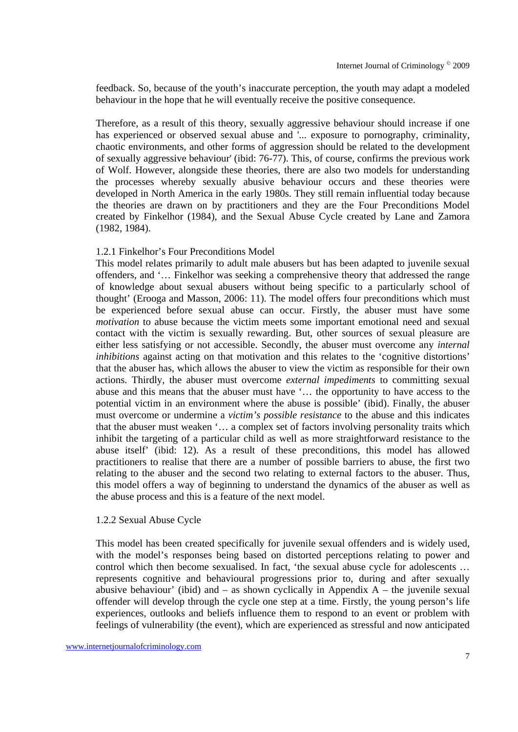feedback. So, because of the youth's inaccurate perception, the youth may adapt a modeled behaviour in the hope that he will eventually receive the positive consequence.

Therefore, as a result of this theory, sexually aggressive behaviour should increase if one has experienced or observed sexual abuse and '... exposure to pornography, criminality, chaotic environments, and other forms of aggression should be related to the development of sexually aggressive behaviour' (ibid: 76-77). This, of course, confirms the previous work of Wolf. However, alongside these theories, there are also two models for understanding the processes whereby sexually abusive behaviour occurs and these theories were developed in North America in the early 1980s. They still remain influential today because the theories are drawn on by practitioners and they are the Four Preconditions Model created by Finkelhor (1984), and the Sexual Abuse Cycle created by Lane and Zamora (1982, 1984).

### 1.2.1 Finkelhor's Four Preconditions Model

This model relates primarily to adult male abusers but has been adapted to juvenile sexual offenders, and '… Finkelhor was seeking a comprehensive theory that addressed the range of knowledge about sexual abusers without being specific to a particularly school of thought' (Erooga and Masson, 2006: 11). The model offers four preconditions which must be experienced before sexual abuse can occur. Firstly, the abuser must have some *motivation* to abuse because the victim meets some important emotional need and sexual contact with the victim is sexually rewarding. But, other sources of sexual pleasure are either less satisfying or not accessible. Secondly, the abuser must overcome any *internal inhibitions* against acting on that motivation and this relates to the 'cognitive distortions' that the abuser has, which allows the abuser to view the victim as responsible for their own actions. Thirdly, the abuser must overcome *external impediments* to committing sexual abuse and this means that the abuser must have '… the opportunity to have access to the potential victim in an environment where the abuse is possible' (ibid). Finally, the abuser must overcome or undermine a *victim's possible resistance* to the abuse and this indicates that the abuser must weaken '… a complex set of factors involving personality traits which inhibit the targeting of a particular child as well as more straightforward resistance to the abuse itself' (ibid: 12). As a result of these preconditions, this model has allowed practitioners to realise that there are a number of possible barriers to abuse, the first two relating to the abuser and the second two relating to external factors to the abuser. Thus, this model offers a way of beginning to understand the dynamics of the abuser as well as the abuse process and this is a feature of the next model.

### 1.2.2 Sexual Abuse Cycle

This model has been created specifically for juvenile sexual offenders and is widely used, with the model's responses being based on distorted perceptions relating to power and control which then become sexualised. In fact, 'the sexual abuse cycle for adolescents … represents cognitive and behavioural progressions prior to, during and after sexually abusive behaviour' (ibid) and – as shown cyclically in Appendix A – the juvenile sexual offender will develop through the cycle one step at a time. Firstly, the young person's life experiences, outlooks and beliefs influence them to respond to an event or problem with feelings of vulnerability (the event), which are experienced as stressful and now anticipated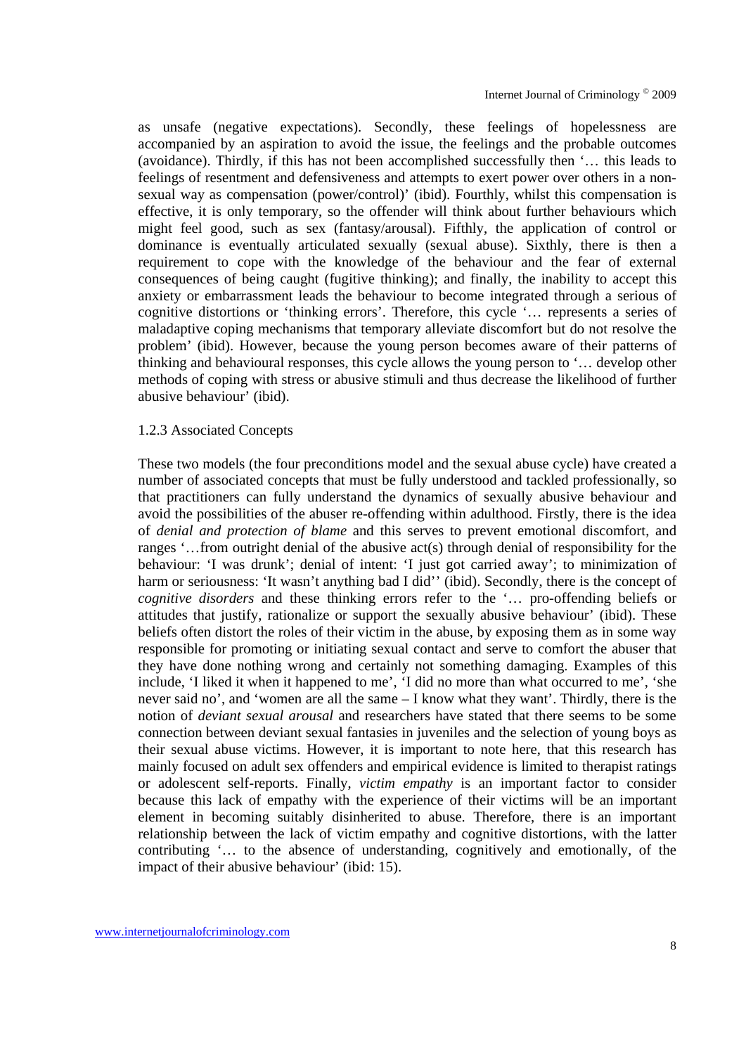as unsafe (negative expectations). Secondly, these feelings of hopelessness are accompanied by an aspiration to avoid the issue, the feelings and the probable outcomes (avoidance). Thirdly, if this has not been accomplished successfully then '… this leads to feelings of resentment and defensiveness and attempts to exert power over others in a non-sexual way as compensation (power/control)' (ibid). Fourthly, whilst this compensation is effective, it is only temporary, so the offender will think about further behaviours which might feel good, such as sex (fantasy/arousal). Fifthly, the application of control or dominance is eventually articulated sexually (sexual abuse). Sixthly, there is then a requirement to cope with the knowledge of the behaviour and the fear of external consequences of being caught (fugitive thinking); and finally, the inability to accept this anxiety or embarrassment leads the behaviour to become integrated through a serious of cognitive distortions or 'thinking errors'. Therefore, this cycle '… represents a series of maladaptive coping mechanisms that temporary alleviate discomfort but do not resolve the problem' (ibid). However, because the young person becomes aware of their patterns of thinking and behavioural responses, this cycle allows the young person to '… develop other methods of coping with stress or abusive stimuli and thus decrease the likelihood of further abusive behaviour' (ibid).

1.2.3 Associated Concepts

These two models (the four preconditions model and the sexual abuse cycle) have created a number of associated concepts that must be fully understood and tackled professionally, so that practitioners can fully understand the dynamics of sexually abusive behaviour and avoid the possibilities of the abuser re-offending within adulthood. Firstly, there is the idea of *denial and protection of blame* and this serves to prevent emotional discomfort, and ranges '…from outright denial of the abusive act(s) through denial of responsibility for the behaviour: 'I was drunk'; denial of intent: 'I just got carried away'; to minimization of harm or seriousness: 'It wasn't anything bad I did'' (ibid). Secondly, there is the concept of *cognitive disorders* and these thinking errors refer to the '… pro-offending beliefs or attitudes that justify, rationalize or support the sexually abusive behaviour' (ibid). These beliefs often distort the roles of their victim in the abuse, by exposing them as in some way responsible for promoting or initiating sexual contact and serve to comfort the abuser that they have done nothing wrong and certainly not something damaging. Examples of this include, 'I liked it when it happened to me', 'I did no more than what occurred to me', 'she never said no', and 'women are all the same – I know what they want'. Thirdly, there is the notion of *deviant sexual arousal* and researchers have stated that there seems to be some connection between deviant sexual fantasies in juveniles and the selection of young boys as their sexual abuse victims. However, it is important to note here, that this research has mainly focused on adult sex offenders and empirical evidence is limited to therapist ratings or adolescent self-reports. Finally, *victim empathy* is an important factor to consider because this lack of empathy with the experience of their victims will be an important element in becoming suitably disinherited to abuse. Therefore, there is an important relationship between the lack of victim empathy and cognitive distortions, with the latter contributing '… to the absence of understanding, cognitively and emotionally, of the impact of their abusive behaviour' (ibid: 15).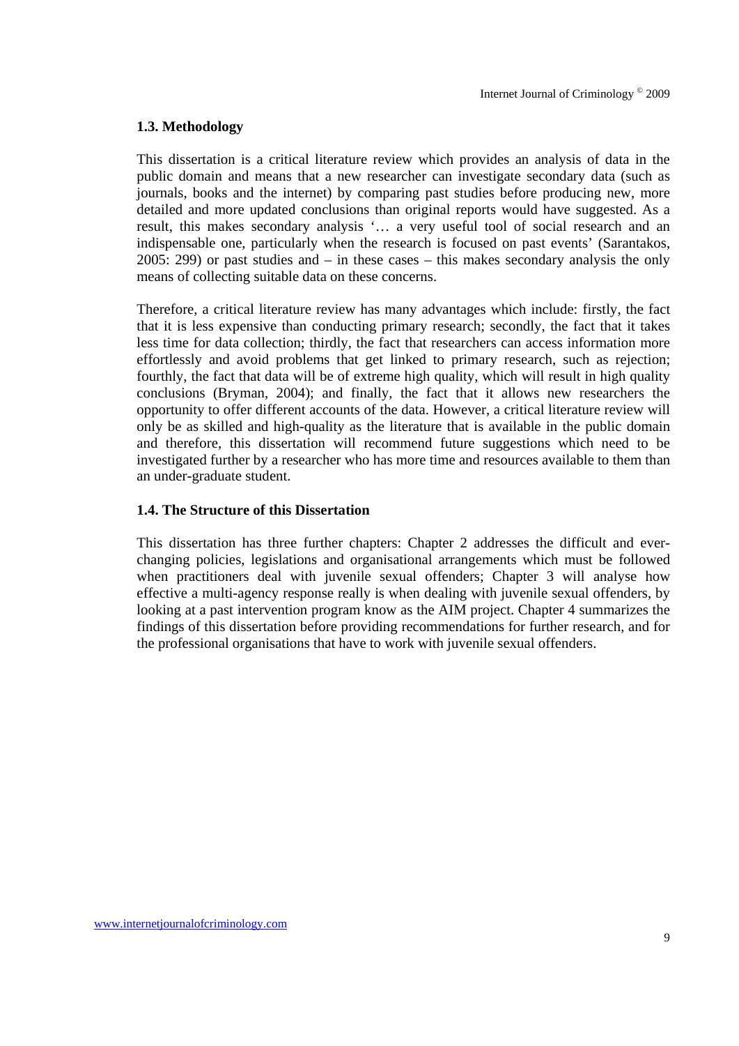### 1.3. Methodology

This dissertation is a critical literature review which provides an analysis of data in the public domain and means that a new researcher can investigate secondary data (such as journals, books and the internet) by comparing past studies before producing new, more detailed and more updated conclusions than original reports would have suggested. As a result, this makes secondary analysis '… a very useful tool of social research and an indispensable one, particularly when the research is focused on past events' (Sarantakos, 2005: 299) or past studies and – in these cases – this makes secondary analysis the only means of collecting suitable data on these concerns.

Therefore, a critical literature review has many advantages which include: firstly, the fact that it is less expensive than conducting primary research; secondly, the fact that it takes less time for data collection; thirdly, the fact that researchers can access information more effortlessly and avoid problems that get linked to primary research, such as rejection; fourthly, the fact that data will be of extreme high quality, which will result in high quality conclusions (Bryman, 2004); and finally, the fact that it allows new researchers the opportunity to offer different accounts of the data. However, a critical literature review will only be as skilled and high-quality as the literature that is available in the public domain and therefore, this dissertation will recommend future suggestions which need to be investigated further by a researcher who has more time and resources available to them than an under-graduate student.

### 1.4. The Structure of this Dissertation

This dissertation has three further chapters: Chapter 2 addresses the difficult and ever-changing policies, legislations and organisational arrangements which must be followed when practitioners deal with juvenile sexual offenders; Chapter 3 will analyse how effective a multi-agency response really is when dealing with juvenile sexual offenders, by looking at a past intervention program know as the AIM project. Chapter 4 summarizes the findings of this dissertation before providing recommendations for further research, and for the professional organisations that have to work with juvenile sexual offenders.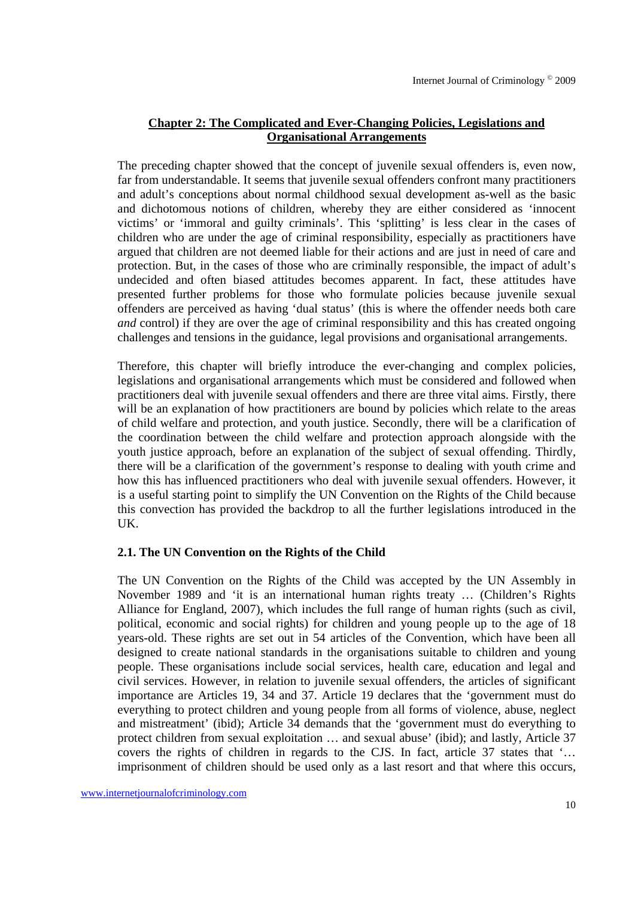## Chapter 2: The Complicated and Ever-Changing Policies, Legislations and Organisational Arrangements

The preceding chapter showed that the concept of juvenile sexual offenders is, even now, far from understandable. It seems that juvenile sexual offenders confront many practitioners and adult's conceptions about normal childhood sexual development as-well as the basic and dichotomous notions of children, whereby they are either considered as 'innocent victims' or 'immoral and guilty criminals'. This 'splitting' is less clear in the cases of children who are under the age of criminal responsibility, especially as practitioners have argued that children are not deemed liable for their actions and are just in need of care and protection. But, in the cases of those who are criminally responsible, the impact of adult's undecided and often biased attitudes becomes apparent. In fact, these attitudes have presented further problems for those who formulate policies because juvenile sexual offenders are perceived as having 'dual status' (this is where the offender needs both care *and* control) if they are over the age of criminal responsibility and this has created ongoing challenges and tensions in the guidance, legal provisions and organisational arrangements.

Therefore, this chapter will briefly introduce the ever-changing and complex policies, legislations and organisational arrangements which must be considered and followed when practitioners deal with juvenile sexual offenders and there are three vital aims. Firstly, there will be an explanation of how practitioners are bound by policies which relate to the areas of child welfare and protection, and youth justice. Secondly, there will be a clarification of the coordination between the child welfare and protection approach alongside with the youth justice approach, before an explanation of the subject of sexual offending. Thirdly, there will be a clarification of the government's response to dealing with youth crime and how this has influenced practitioners who deal with juvenile sexual offenders. However, it is a useful starting point to simplify the UN Convention on the Rights of the Child because this convection has provided the backdrop to all the further legislations introduced in the UK.

### 2.1. The UN Convention on the Rights of the Child

The UN Convention on the Rights of the Child was accepted by the UN Assembly in November 1989 and 'it is an international human rights treaty … (Children's Rights Alliance for England, 2007), which includes the full range of human rights (such as civil, political, economic and social rights) for children and young people up to the age of 18 years-old. These rights are set out in 54 articles of the Convention, which have been all designed to create national standards in the organisations suitable to children and young people. These organisations include social services, health care, education and legal and civil services. However, in relation to juvenile sexual offenders, the articles of significant importance are Articles 19, 34 and 37. Article 19 declares that the 'government must do everything to protect children and young people from all forms of violence, abuse, neglect and mistreatment' (ibid); Article 34 demands that the 'government must do everything to protect children from sexual exploitation … and sexual abuse' (ibid); and lastly, Article 37 covers the rights of children in regards to the CJS. In fact, article 37 states that '… imprisonment of children should be used only as a last resort and that where this occurs,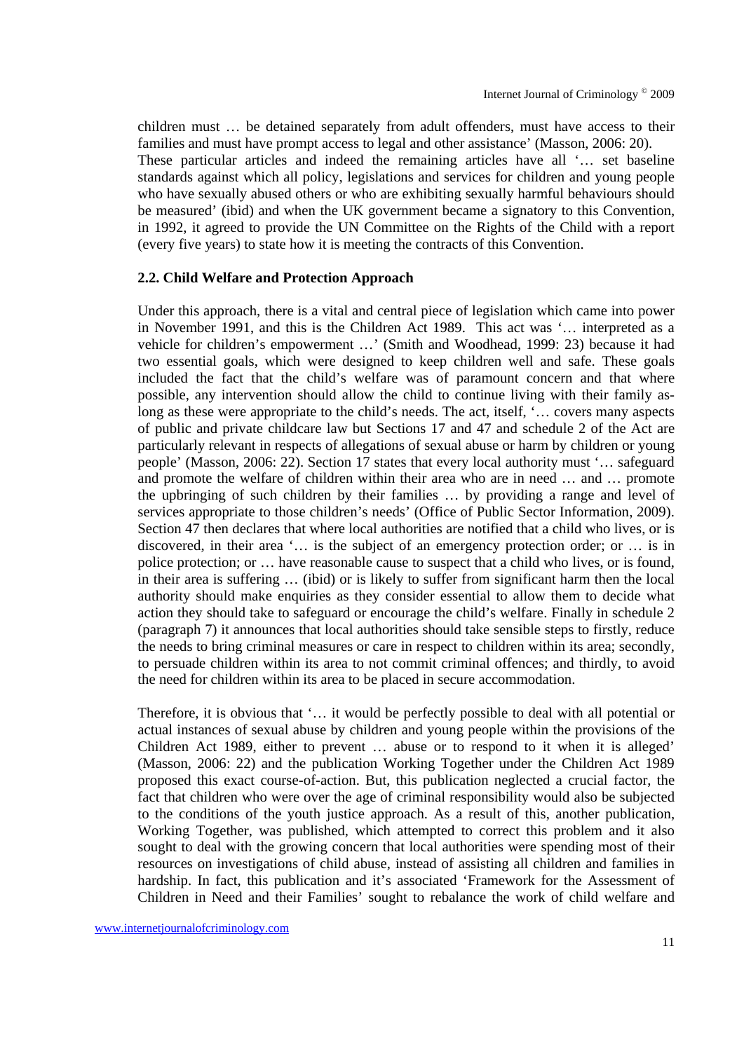children must … be detained separately from adult offenders, must have access to their families and must have prompt access to legal and other assistance' (Masson, 2006: 20). These particular articles and indeed the remaining articles have all '… set baseline standards against which all policy, legislations and services for children and young people who have sexually abused others or who are exhibiting sexually harmful behaviours should be measured' (ibid) and when the UK government became a signatory to this Convention, in 1992, it agreed to provide the UN Committee on the Rights of the Child with a report (every five years) to state how it is meeting the contracts of this Convention.

### 2.2. Child Welfare and Protection Approach

Under this approach, there is a vital and central piece of legislation which came into power in November 1991, and this is the Children Act 1989. This act was '… interpreted as a vehicle for children's empowerment …' (Smith and Woodhead, 1999: 23) because it had two essential goals, which were designed to keep children well and safe. These goals included the fact that the child's welfare was of paramount concern and that where possible, any intervention should allow the child to continue living with their family as-long as these were appropriate to the child's needs. The act, itself, '… covers many aspects of public and private childcare law but Sections 17 and 47 and schedule 2 of the Act are particularly relevant in respects of allegations of sexual abuse or harm by children or young people' (Masson, 2006: 22). Section 17 states that every local authority must '… safeguard and promote the welfare of children within their area who are in need … and … promote the upbringing of such children by their families … by providing a range and level of services appropriate to those children's needs' (Office of Public Sector Information, 2009). Section 47 then declares that where local authorities are notified that a child who lives, or is discovered, in their area '… is the subject of an emergency protection order; or … is in police protection; or … have reasonable cause to suspect that a child who lives, or is found, in their area is suffering … (ibid) or is likely to suffer from significant harm then the local authority should make enquiries as they consider essential to allow them to decide what action they should take to safeguard or encourage the child's welfare. Finally in schedule 2 (paragraph 7) it announces that local authorities should take sensible steps to firstly, reduce the needs to bring criminal measures or care in respect to children within its area; secondly, to persuade children within its area to not commit criminal offences; and thirdly, to avoid the need for children within its area to be placed in secure accommodation.

Therefore, it is obvious that '… it would be perfectly possible to deal with all potential or actual instances of sexual abuse by children and young people within the provisions of the Children Act 1989, either to prevent … abuse or to respond to it when it is alleged' (Masson, 2006: 22) and the publication Working Together under the Children Act 1989 proposed this exact course-of-action. But, this publication neglected a crucial factor, the fact that children who were over the age of criminal responsibility would also be subjected to the conditions of the youth justice approach. As a result of this, another publication, Working Together, was published, which attempted to correct this problem and it also sought to deal with the growing concern that local authorities were spending most of their resources on investigations of child abuse, instead of assisting all children and families in hardship. In fact, this publication and it's associated 'Framework for the Assessment of Children in Need and their Families' sought to rebalance the work of child welfare and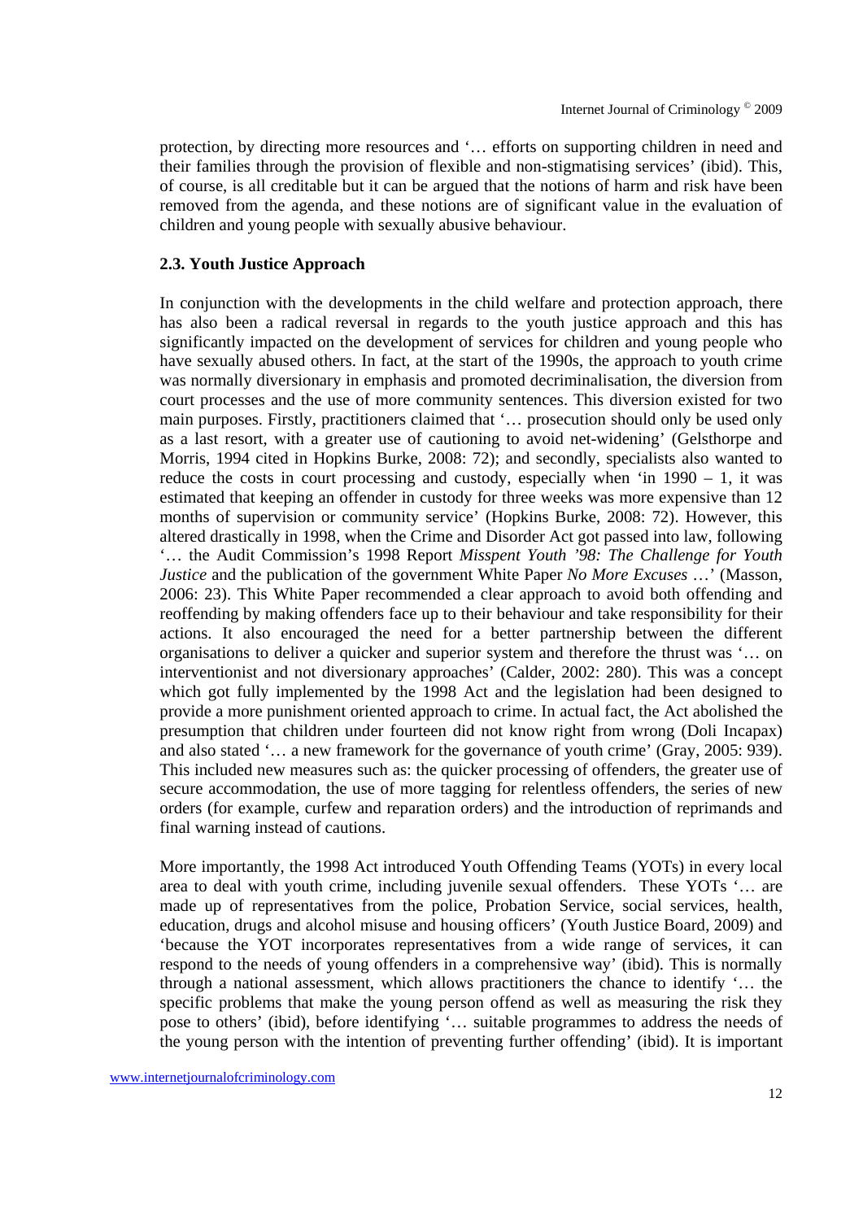protection, by directing more resources and '… efforts on supporting children in need and their families through the provision of flexible and non-stigmatising services' (ibid). This, of course, is all creditable but it can be argued that the notions of harm and risk have been removed from the agenda, and these notions are of significant value in the evaluation of children and young people with sexually abusive behaviour.

### 2.3. Youth Justice Approach

In conjunction with the developments in the child welfare and protection approach, there has also been a radical reversal in regards to the youth justice approach and this has significantly impacted on the development of services for children and young people who have sexually abused others. In fact, at the start of the 1990s, the approach to youth crime was normally diversionary in emphasis and promoted decriminalisation, the diversion from court processes and the use of more community sentences. This diversion existed for two main purposes. Firstly, practitioners claimed that '… prosecution should be used only only as a last resort, with a greater use of cautioning to avoid net-widening' (Gelsthorpe and Morris, 1994 cited in Hopkins Burke, 2008: 72); and secondly, specialists also wanted to reduce the costs in court processing and custody, especially when 'in 1990 – 1, it was estimated that keeping an offender in custody for three weeks was more expensive than 12 months of supervision or community service' (Hopkins Burke, 2008: 72). However, this altered drastically in 1998, when the Crime and Disorder Act got passed into law, following '… the Audit Commission's 1998 Report *Misspent Youth '98: The Challenge for Youth Justice* and the publication of the government White Paper *No More Excuses* …' (Masson, 2006: 23). This White Paper recommended a clear approach to avoid both offending and reoffending by making offenders face up to their behaviour and take responsibility for their actions. It also encouraged the need for a better partnership between the different organisations to deliver a quicker and superior system and therefore the thrust was '… on interventionist and not diversionary approaches' (Calder, 2002: 280). This was a concept which got fully implemented by the 1998 Act and the legislation had been designed to provide a more punishment oriented approach to crime. In actual fact, the Act abolished the presumption that children under fourteen did not know right from wrong (Doli Incapax) and also stated '… a new framework for the governance of youth crime' (Gray, 2005: 939). This included new measures such as: the quicker processing of offenders, the greater use of secure accommodation, the use of more tagging for relentless offenders, the series of new orders (for example, curfew and reparation orders) and the introduction of reprimands and final warning instead of cautions.

More importantly, the 1998 Act introduced Youth Offending Teams (YOTs) in every local area to deal with youth crime, including juvenile sexual offenders. These YOTs '… are made up of representatives from the police, Probation Service, social services, health, education, drugs and alcohol misuse and housing officers' (Youth Justice Board, 2009) and 'because the YOT incorporates representatives from a wide range of services, it can respond to the needs of young offenders in a comprehensive way' (ibid). This is normally through a national assessment, which allows practitioners the chance to identify '… the specific problems that make the young person offend as well as measuring the risk they pose to others' (ibid), before identifying '… suitable programmes to address the needs of the young person with the intention of preventing further offending' (ibid). It is important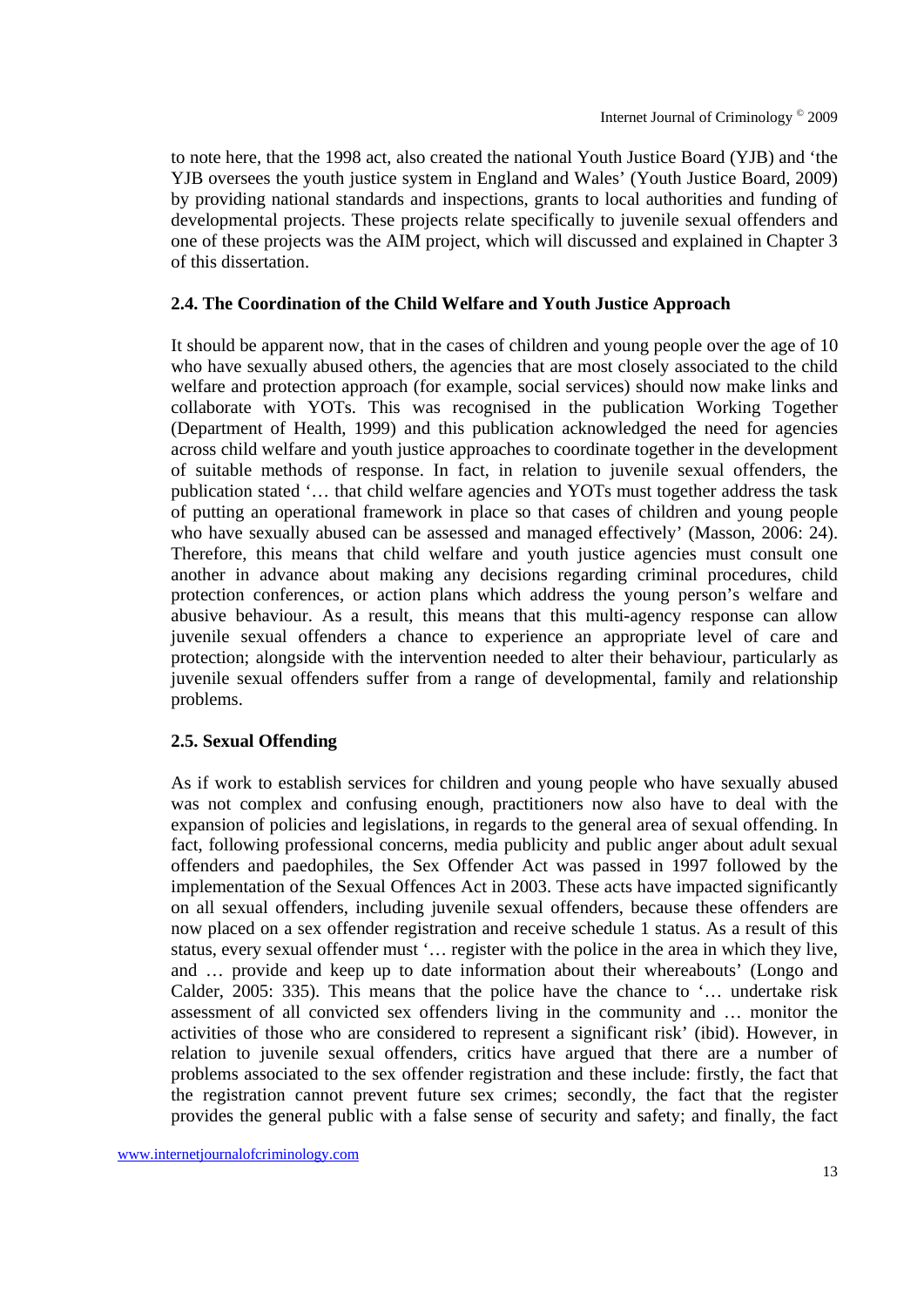to note here, that the 1998 act, also created the national Youth Justice Board (YJB) and 'the YJB oversees the youth justice system in England and Wales' (Youth Justice Board, 2009) by providing national standards and inspections, grants to local authorities and funding of developmental projects. These projects relate specifically to juvenile sexual offenders and one of these projects was the AIM project, which will discussed and explained in Chapter 3 of this dissertation.

### 2.4. The Coordination of the Child Welfare and Youth Justice Approach

It should be apparent now, that in the cases of children and young people over the age of 10 who have sexually abused others, the agencies that are most closely associated to the child welfare and protection approach (for example, social services) should now make links and collaborate with YOTs. This was recognised in the publication Working Together (Department of Health, 1999) and this publication acknowledged the need for agencies across child welfare and youth justice approaches to coordinate together in the development of suitable methods of response. In fact, in relation to juvenile sexual offenders, the publication stated '… that child welfare agencies and YOTs must together address the task of putting an operational framework in place so that cases of children and young people who have sexually abused can be assessed and managed effectively' (Masson, 2006: 24). Therefore, this means that child welfare and youth justice agencies must consult one another in advance about making any decisions regarding criminal procedures, child protection conferences, or action plans which address the young person's welfare and abusive behaviour. As a result, this means that this multi-agency response can allow juvenile sexual offenders a chance to experience an appropriate level of care and protection; alongside with the intervention needed to alter their behaviour, particularly as juvenile sexual offenders suffer from a range of developmental, family and relationship problems.

### 2.5. Sexual Offending

As if work to establish services for children and young people who have sexually abused was not complex and confusing enough, practitioners now also have to deal with the expansion of policies and legislations, in regards to the general area of sexual offending. In fact, following professional concerns, media publicity and public anger about adult sexual offenders and paedophiles, the Sex Offender Act was passed in 1997 followed by the implementation of the Sexual Offences Act in 2003. These acts have impacted significantly on all sexual offenders, including juvenile sexual offenders, because these offenders are now placed on a sex offender registration and receive schedule 1 status. As a result of this status, every sexual offender must '… register with the police in the area in which they live, and … provide and keep up to date information about their whereabouts' (Longo and Calder, 2005: 335). This means that the police have the chance to '… undertake risk assessment of all convicted sex offenders living in the community and … monitor the activities of those who are considered to represent a significant risk' (ibid). However, in relation to juvenile sexual offenders, critics have argued that there are a number of problems associated to the sex offender registration and these include: firstly, the fact that the registration cannot prevent future sex crimes; secondly, the fact that the register provides the general public with a false sense of security and safety; and finally, the fact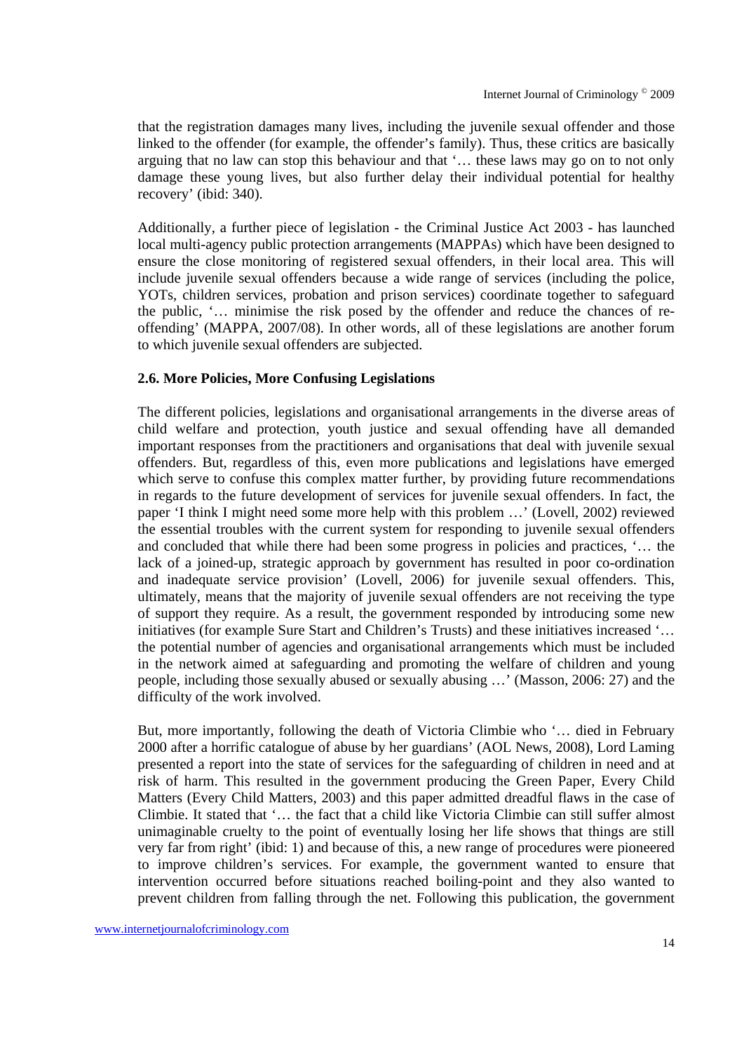that the registration damages many lives, including the juvenile sexual offender and those linked to the offender (for example, the offender's family). Thus, these critics are basically arguing that no law can stop this behaviour and that '… these laws may go on to not only damage these young lives, but also further delay their individual potential for healthy recovery' (ibid: 340).

Additionally, a further piece of legislation - the Criminal Justice Act 2003 - has launched local multi-agency public protection arrangements (MAPPAs) which have been designed to ensure the close monitoring of registered sexual offenders, in their local area. This will include juvenile sexual offenders because a wide range of services (including the police, YOTs, children services, probation and prison services) coordinate together to safeguard the public, '… minimise the risk posed by the offender and reduce the chances of re-offending' (MAPPA, 2007/08). In other words, all of these legislations are another forum to which juvenile sexual offenders are subjected.

### 2.6. More Policies, More Confusing Legislations

The different policies, legislations and organisational arrangements in the diverse areas of child welfare and protection, youth justice and sexual offending have all demanded important responses from the practitioners and organisations that deal with juvenile sexual offenders. But, regardless of this, even more publications and legislations have emerged which serve to confuse this complex matter further, by providing future recommendations in regards to the future development of services for juvenile sexual offenders. In fact, the paper 'I think I might need some more help with this problem …' (Lovell, 2002) reviewed the essential troubles with the current system for responding to juvenile sexual offenders and concluded that while there had been some progress in policies and practices, '… the lack of a joined-up, strategic approach by government has resulted in poor co-ordination and inadequate service provision' (Lovell, 2006) for juvenile sexual offenders. This, ultimately, means that the majority of juvenile sexual offenders are not receiving the type of support they require. As a result, the government responded by introducing some new initiatives (for example Sure Start and Children's Trusts) and these initiatives increased '… the potential number of agencies and organisational arrangements which must be included in the network aimed at safeguarding and promoting the welfare of children and young people, including those sexually abused or sexually abusing …' (Masson, 2006: 27) and the difficulty of the work involved.

But, more importantly, following the death of Victoria Climbie who '… died in February 2000 after a horrific catalogue of abuse by her guardians' (AOL News, 2008), Lord Laming presented a report into the state of services for the safeguarding of children in need and at risk of harm. This resulted in the government producing the Green Paper, Every Child Matters (Every Child Matters, 2003) and this paper admitted dreadful flaws in the case of Climbie. It stated that '… the fact that a child like Victoria Climbie can still suffer almost unimaginable cruelty to the point of eventually losing her life shows that things are still very far from right' (ibid: 1) and because of this, a new range of procedures were pioneered to improve children's services. For example, the government wanted to ensure that intervention occurred before situations reached boiling-point and they also wanted to prevent children from falling through the net. Following this publication, the government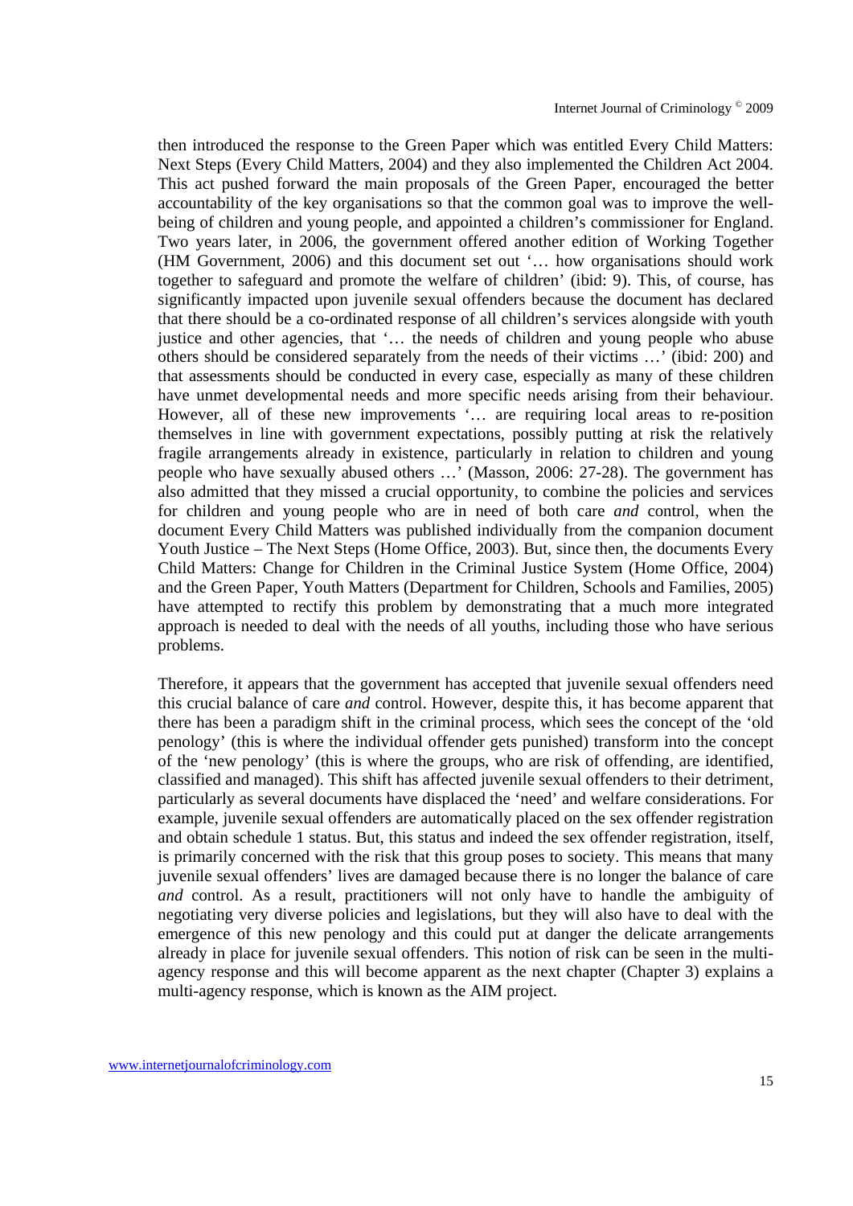then introduced the response to the Green Paper which was entitled Every Child Matters: Next Steps (Every Child Matters, 2004) and they also implemented the Children Act 2004. This act pushed forward the main proposals of the Green Paper, encouraged the better accountability of the key organisations so that the common goal was to improve the well-being of children and young people, and appointed a children's commissioner for England. Two years later, in 2006, the government offered another edition of Working Together (HM Government, 2006) and this document set out '… how organisations should work together to safeguard and promote the welfare of children' (ibid: 9). This, of course, has significantly impacted upon juvenile sexual offenders because the document has declared that there should be a co-ordinated response of all children's services alongside with youth justice and other agencies, that '… the needs of children and young people who abuse others should be considered separately from the needs of their victims …' (ibid: 200) and that assessments should be conducted in every case, especially as many of these children have unmet developmental needs and more specific needs arising from their behaviour. However, all of these new improvements '… are requiring local areas to re-position themselves in line with government expectations, possibly putting at risk the relatively fragile arrangements already in existence, particularly in relation to children and young people who have sexually abused others …' (Masson, 2006: 27-28). The government has also admitted that they missed a crucial opportunity, to combine the policies and services for children and young people who are in need of both care *and* control, when the document Every Child Matters was published individually from the companion document Youth Justice – The Next Steps (Home Office, 2003). But, since then, the documents Every Child Matters: Change for Children in the Criminal Justice System (Home Office, 2004) and the Green Paper, Youth Matters (Department for Children, Schools and Families, 2005) have attempted to rectify this problem by demonstrating that a much more integrated approach is needed to deal with the needs of all youths, including those who have serious problems.

Therefore, it appears that the government has accepted that juvenile sexual offenders need this crucial balance of care *and* control. However, despite this, it has become apparent that there has been a paradigm shift in the criminal process, which sees the concept of the 'old penology' (this is where the individual offender gets punished) transform into the concept of the 'new penology' (this is where the groups, who are risk of offending, are identified, classified and managed). This shift has affected juvenile sexual offenders to their detriment, particularly as several documents have displaced the 'need' and welfare considerations. For example, juvenile sexual offenders are automatically placed on the sex offender registration and obtain schedule 1 status. But, this status and indeed the sex offender registration, itself, is primarily concerned with the risk that this group poses to society. This means that many juvenile sexual offenders' lives are damaged because there is no longer the balance of care *and* control. As a result, practitioners will not only have to handle the ambiguity of negotiating very diverse policies and legislations, but they will also have to deal with the emergence of this new penology and this could put at danger the delicate arrangements already in place for juvenile sexual offenders. This notion of risk can be seen in the multi-agency response and this will become apparent as the next chapter (Chapter 3) explains a multi-agency response, which is known as the AIM project.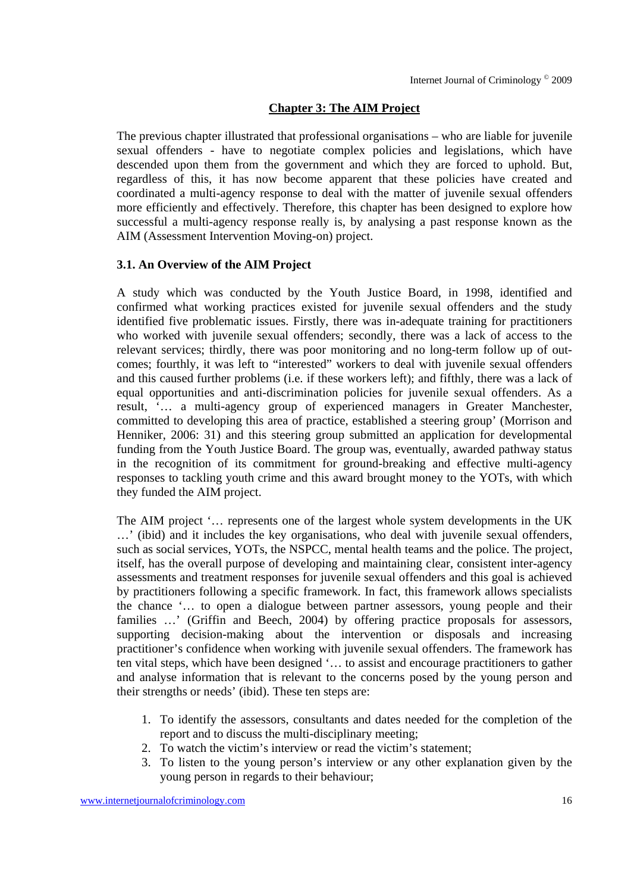## Chapter 3: The AIM Project

The previous chapter illustrated that professional organisations – who are liable for juvenile sexual offenders - have to negotiate complex policies and legislations, which have descended upon them from the government and which they are forced to uphold. But, regardless of this, it has now become apparent that these policies have created and coordinated a multi-agency response to deal with the matter of juvenile sexual offenders more efficiently and effectively. Therefore, this chapter has been designed to explore how successful a multi-agency response really is, by analysing a past response known as the AIM (Assessment Intervention Moving-on) project.

### 3.1. An Overview of the AIM Project

A study which was conducted by the Youth Justice Board, in 1998, identified and confirmed what working practices existed for juvenile sexual offenders and the study identified five problematic issues. Firstly, there was in-adequate training for practitioners who worked with juvenile sexual offenders; secondly, there was a lack of access to the relevant services; thirdly, there was poor monitoring and no long-term follow up of out-comes; fourthly, it was left to "interested" workers to deal with juvenile sexual offenders and this caused further problems (i.e. if these workers left); and fifthly, there was a lack of equal opportunities and anti-discrimination policies for juvenile sexual offenders. As a result, '… a multi-agency group of experienced managers in Greater Manchester, committed to developing this area of practice, established a steering group' (Morrison and Henniker, 2006: 31) and this steering group submitted an application for developmental funding from the Youth Justice Board. The group was, eventually, awarded pathway status in the recognition of its commitment for ground-breaking and effective multi-agency responses to tackling youth crime and this award brought money to the YOTs, with which they funded the AIM project.

The AIM project '… represents one of the largest whole system developments in the UK …' (ibid) and it includes the key organisations, who deal with juvenile sexual offenders, such as social services, YOTs, the NSPCC, mental health teams and the police. The project, itself, has the overall purpose of developing and maintaining clear, consistent inter-agency assessments and treatment responses for juvenile sexual offenders and this goal is achieved by practitioners following a specific framework. In fact, this framework allows specialists the chance '… to open a dialogue between partner assessors, young people and their families …' (Griffin and Beech, 2004) by offering practice proposals for assessors, supporting decision-making about the intervention or disposals and increasing practitioner's confidence when working with juvenile sexual offenders. The framework has ten vital steps, which have been designed '… to assist and encourage practitioners to gather and analyse information that is relevant to the concerns posed by the young person and their strengths or needs' (ibid). These ten steps are:

1. To identify the assessors, consultants and dates needed for the completion of the report and to discuss the multi-disciplinary meeting;
2. To watch the victim's interview or read the victim's statement;
3. To listen to the young person's interview or any other explanation given by the young person in regards to their behaviour;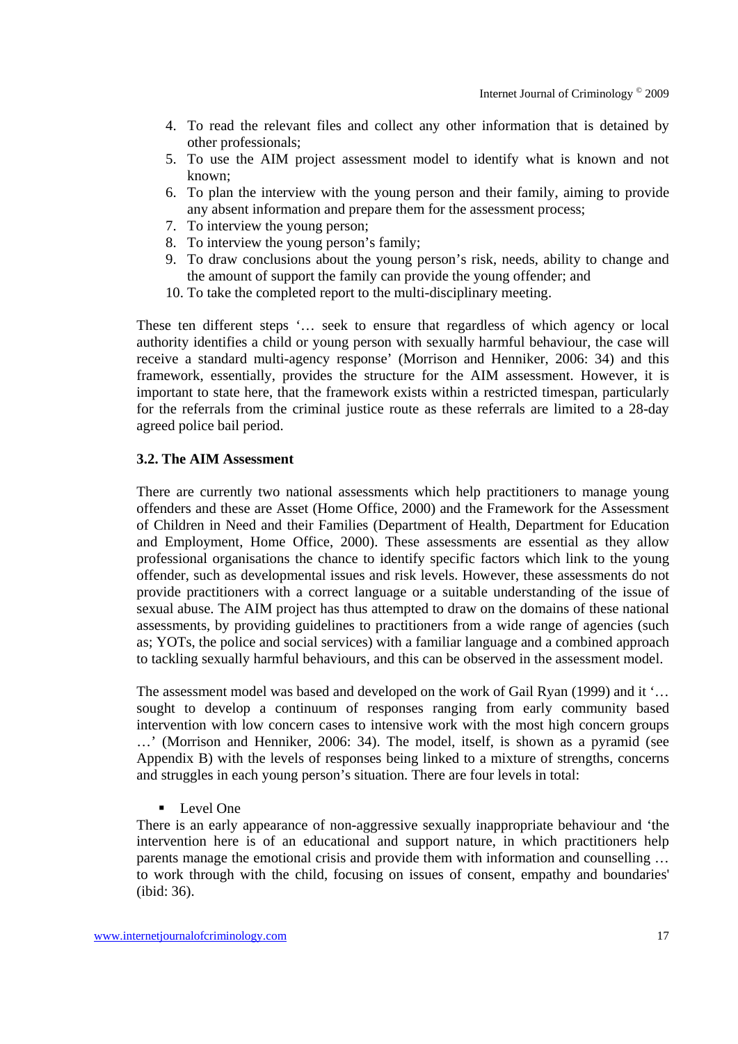4. To read the relevant files and collect any other information that is detained by other professionals;
5. To use the AIM project assessment model to identify what is known and not known;
6. To plan the interview with the young person and their family, aiming to provide any absent information and prepare them for the assessment process;
7. To interview the young person;
8. To interview the young person's family;
9. To draw conclusions about the young person's risk, needs, ability to change and the amount of support the family can provide the young offender; and
10. To take the completed report to the multi-disciplinary meeting.

These ten different steps '… seek to ensure that regardless of which agency or local authority identifies a child or young person with sexually harmful behaviour, the case will receive a standard multi-agency response' (Morrison and Henniker, 2006: 34) and this framework, essentially, provides the structure for the AIM assessment. However, it is important to state here, that the framework exists within a restricted timespan, particularly for the referrals from the criminal justice route as these referrals are limited to a 28-day agreed police bail period.

### 3.2. The AIM Assessment

There are currently two national assessments which help practitioners to manage young offenders and these are Asset (Home Office, 2000) and the Framework for the Assessment of Children in Need and their Families (Department of Health, Department for Education and Employment, Home Office, 2000). These assessments are essential as they allow professional organisations the chance to identify specific factors which link to the young offender, such as developmental issues and risk levels. However, these assessments do not provide practitioners with a correct language or a suitable understanding of the issue of sexual abuse. The AIM project has thus attempted to draw on the domains of these national assessments, by providing guidelines to practitioners from a wide range of agencies (such as; YOTs, the police and social services) with a familiar language and a combined approach to tackling sexually harmful behaviours, and this can be observed in the assessment model.

The assessment model was based and developed on the work of Gail Ryan (1999) and it '… sought to develop a continuum of responses ranging from early community based intervention with low concern cases to intensive work with the most high concern groups …' (Morrison and Henniker, 2006: 34). The model, itself, is shown as a pyramid (see Appendix B) with the levels of responses being linked to a mixture of strengths, concerns and struggles in each young person's situation. There are four levels in total:

- Level One

There is an early appearance of non-aggressive sexually inappropriate behaviour and 'the intervention here is of an educational and support nature, in which practitioners help parents manage the emotional crisis and provide them with information and counselling … to work through with the child, focusing on issues of consent, empathy and boundaries' (ibid: 36).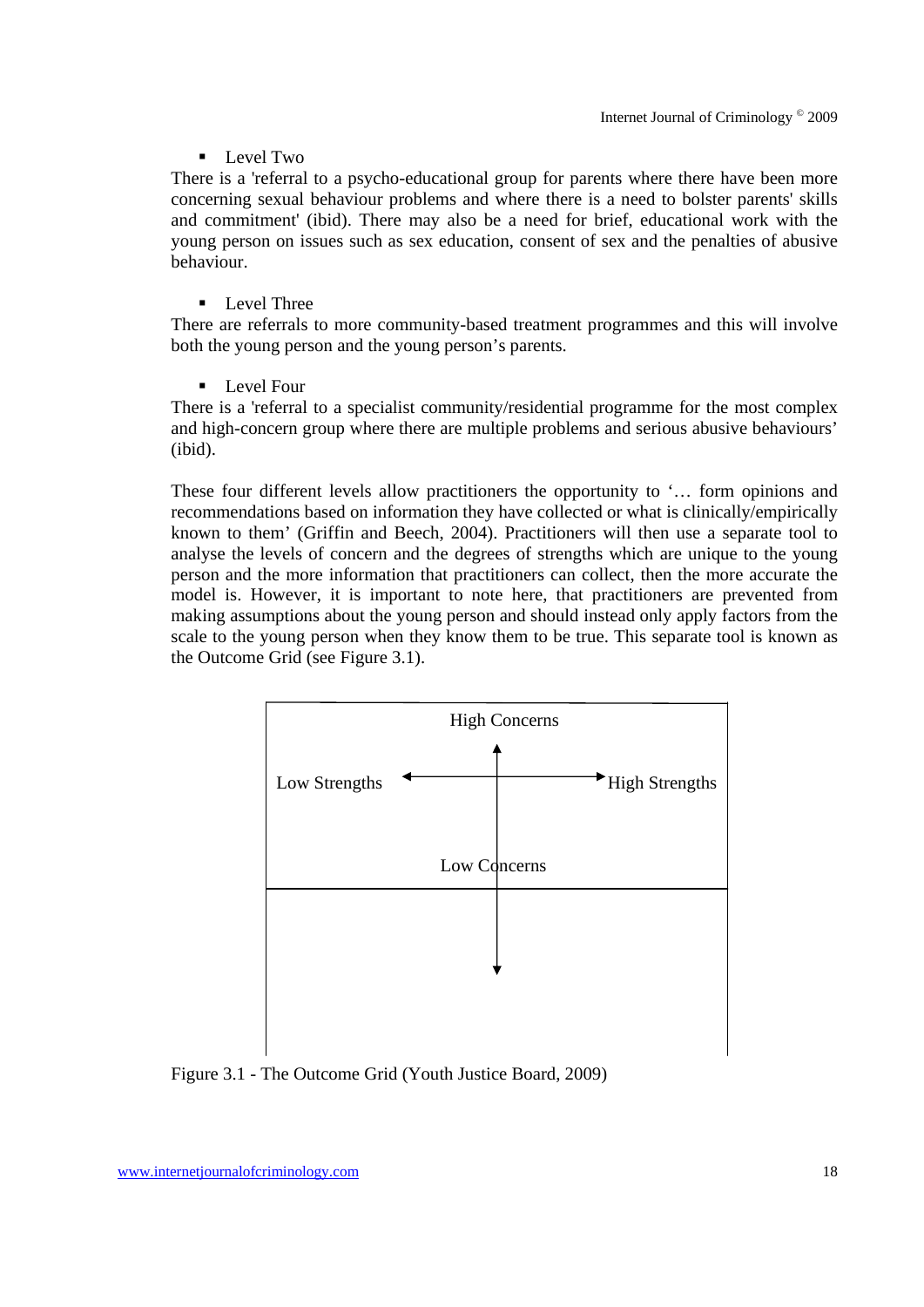- Level Two

There is a 'referral to a psycho-educational group for parents where there have been more concerning sexual behaviour problems and where there is a need to bolster parents' skills and commitment' (ibid). There may also be a need for brief, educational work with the young person on issues such as sex education, consent of sex and the penalties of abusive behaviour.

- Level Three

There are referrals to more community-based treatment programmes and this will involve both the young person and the young person's parents.

- Level Four

There is a 'referral to a specialist community/residential programme for the most complex and high-concern group where there are multiple problems and serious abusive behaviours' (ibid).

These four different levels allow practitioners the opportunity to '… form opinions and recommendations based on information they have collected or what is clinically/empirically known to them' (Griffin and Beech, 2004). Practitioners will then use a separate tool to analyse the levels of concern and the degrees of strengths which are unique to the young person and the more information that practitioners can collect, then the more accurate the model is. However, it is important to note here, that practitioners are prevented from making assumptions about the young person and should instead only apply factors from the scale to the young person when they know them to be true. This separate tool is known as the Outcome Grid (see Figure 3.1).

High Concerns

Low Strengths ← → High Strengths

Low Concerns

Figure 3.1 - The Outcome Grid (Youth Justice Board, 2009)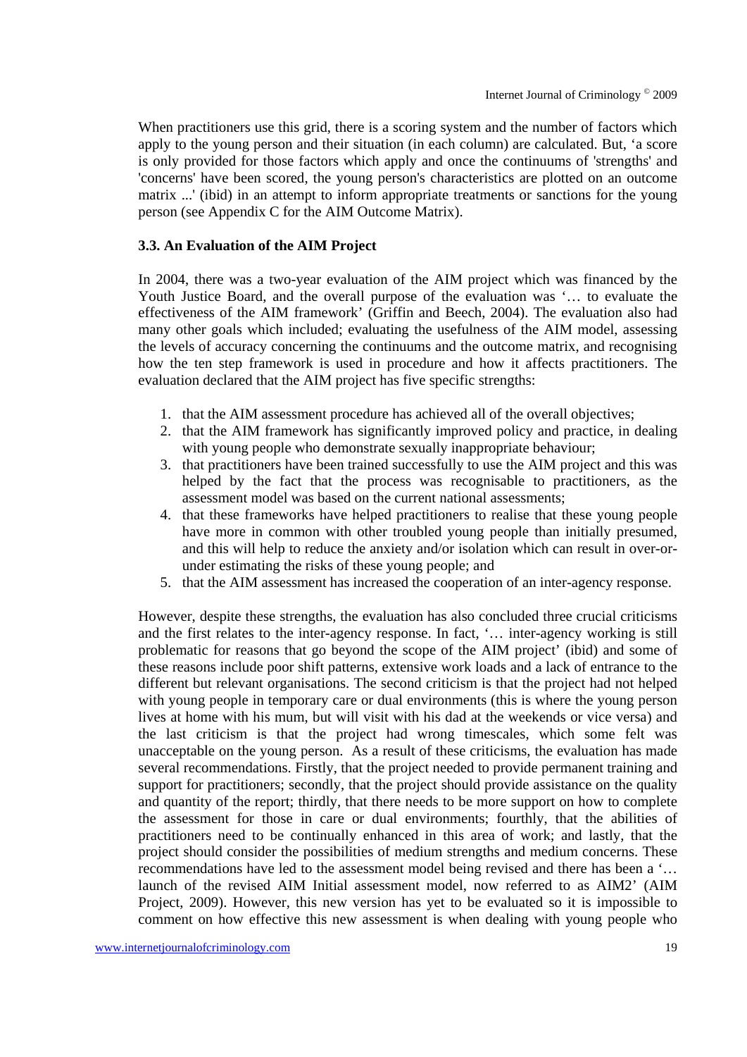When practitioners use this grid, there is a scoring system and the number of factors which apply to the young person and their situation (in each column) are calculated. But, 'a score is only provided for those factors which apply and once the continuums of 'strengths' and 'concerns' have been scored, the young person's characteristics are plotted on an outcome matrix ...' (ibid) in an attempt to inform appropriate treatments or sanctions for the young person (see Appendix C for the AIM Outcome Matrix).

### 3.3. An Evaluation of the AIM Project

In 2004, there was a two-year evaluation of the AIM project which was financed by the Youth Justice Board, and the overall purpose of the evaluation was '… to evaluate the effectiveness of the AIM framework' (Griffin and Beech, 2004). The evaluation also had many other goals which included; evaluating the usefulness of the AIM model, assessing the levels of accuracy concerning the continuums and the outcome matrix, and recognising how the ten step framework is used in procedure and how it affects practitioners. The evaluation declared that the AIM project has five specific strengths:

1. that the AIM assessment procedure has achieved all of the overall objectives;
2. that the AIM framework has significantly improved policy and practice, in dealing with young people who demonstrate sexually inappropriate behaviour;
3. that practitioners have been trained successfully to use the AIM project and this was helped by the fact that the process was recognisable to practitioners, as the assessment model was based on the current national assessments;
4. that these frameworks have helped practitioners to realise that these young people have more in common with other troubled young people than initially presumed, and this will help to reduce the anxiety and/or isolation which can result in over-or-under estimating the risks of these young people; and
5. that the AIM assessment has increased the cooperation of an inter-agency response.

However, despite these strengths, the evaluation has also concluded three crucial criticisms and the first relates to the inter-agency response. In fact, '… inter-agency working is still problematic for reasons that go beyond the scope of the AIM project' (ibid) and some of these reasons include poor shift patterns, extensive work loads and a lack of entrance to the different but relevant organisations. The second criticism is that the project had not helped with young people in temporary care or dual environments (this is where the young person lives at home with his mum, but will visit with his dad at the weekends or vice versa) and the last criticism is that the project had wrong timescales, which some felt was unacceptable on the young person. As a result of these criticisms, the evaluation has made several recommendations. Firstly, that the project needed to provide permanent training and support for practitioners; secondly, that the project should provide assistance on the quality and quantity of the report; thirdly, that there needs to be more support on how to complete the assessment for those in care or dual environments; fourthly, that the abilities of practitioners need to be continually enhanced in this area of work; and lastly, that the project should consider the possibilities of medium strengths and medium concerns. These recommendations have led to the assessment model being revised and there has been a '… launch of the revised AIM Initial assessment model, now referred to as AIM2' (AIM Project, 2009). However, this new version has yet to be evaluated so it is impossible to comment on how effective this new assessment is when dealing with young people who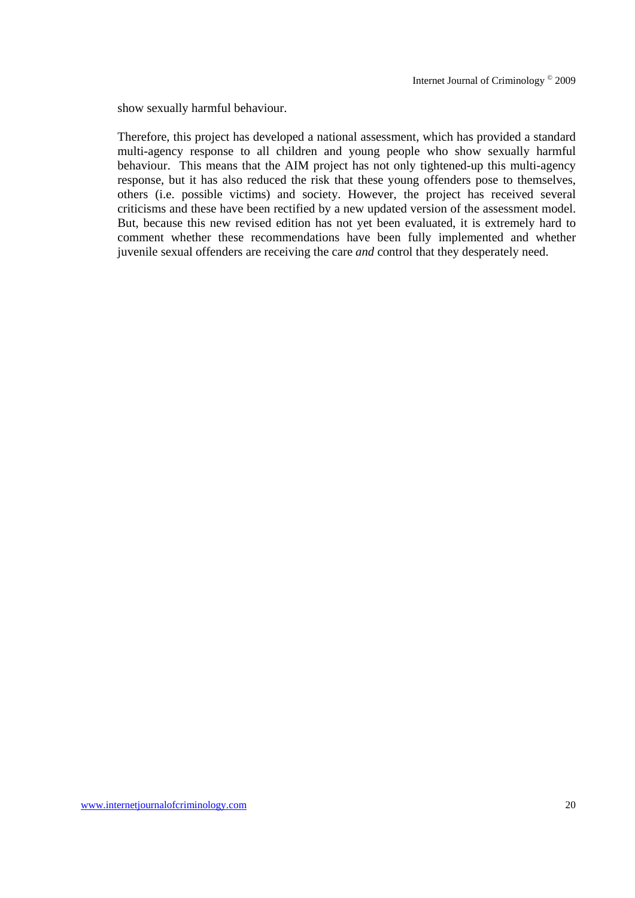show sexually harmful behaviour.

Therefore, this project has developed a national assessment, which has provided a standard multi-agency response to all children and young people who show sexually harmful behaviour. This means that the AIM project has not only tightened-up this multi-agency response, but it has also reduced the risk that these young offenders pose to themselves, others (i.e. possible victims) and society. However, the project has received several criticisms and these have been rectified by a new updated version of the assessment model. But, because this new revised edition has not yet been evaluated, it is extremely hard to comment whether these recommendations have been fully implemented and whether juvenile sexual offenders are receiving the care *and* control that they desperately need.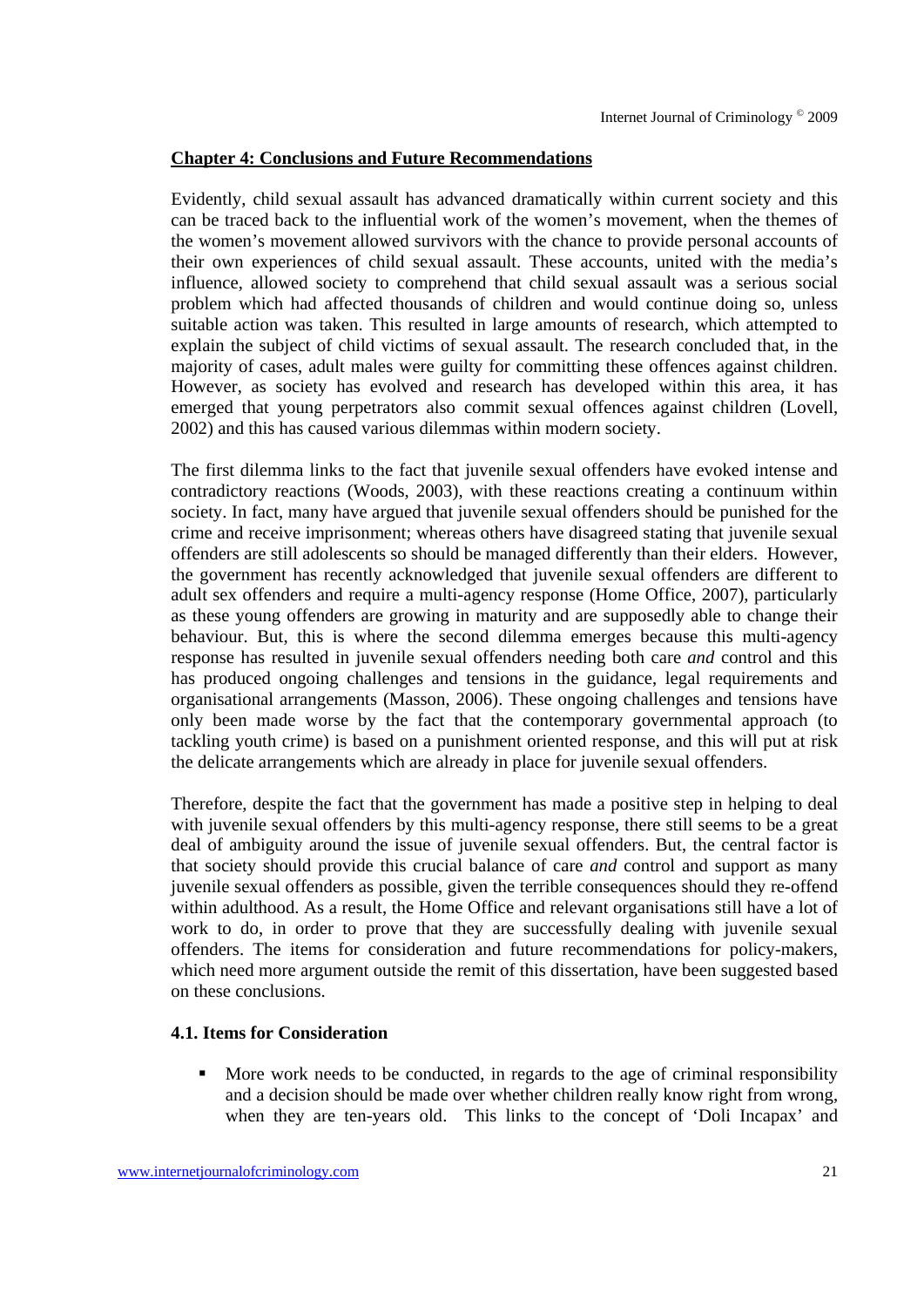## Chapter 4: Conclusions and Future Recommendations

Evidently, child sexual assault has advanced dramatically within current society and this can be traced back to the influential work of the women's movement, when the themes of the women's movement allowed survivors with the chance to provide personal accounts of their own experiences of child sexual assault. These accounts, united with the media's influence, allowed society to comprehend that child sexual assault was a serious social problem which had affected thousands of children and would continue doing so, unless suitable action was taken. This resulted in large amounts of research, which attempted to explain the subject of child victims of sexual assault. The research concluded that, in the majority of cases, adult males were guilty for committing these offences against children. However, as society has evolved and research has developed within this area, it has emerged that young perpetrators also commit sexual offences against children (Lovell, 2002) and this has caused various dilemmas within modern society.

The first dilemma links to the fact that juvenile sexual offenders have evoked intense and contradictory reactions (Woods, 2003), with these reactions creating a continuum within society. In fact, many have argued that juvenile sexual offenders should be punished for the crime and receive imprisonment; whereas others have disagreed stating that juvenile sexual offenders are still adolescents so should be managed differently than their elders. However, the government has recently acknowledged that juvenile sexual offenders are different to adult sex offenders and require a multi-agency response (Home Office, 2007), particularly as these young offenders are growing in maturity and are supposedly able to change their behaviour. But, this is where the second dilemma emerges because this multi-agency response has resulted in juvenile sexual offenders needing both care *and* control and this has produced ongoing challenges and tensions in the guidance, legal requirements and organisational arrangements (Masson, 2006). These ongoing challenges and tensions have only been made worse by the fact that the contemporary governmental approach (to tackling youth crime) is based on a punishment oriented response, and this will put at risk the delicate arrangements which are already in place for juvenile sexual offenders.

Therefore, despite the fact that the government has made a positive step in helping to deal with juvenile sexual offenders by this multi-agency response, there still seems to be a great deal of ambiguity around the issue of juvenile sexual offenders. But, the central factor is that society should provide this crucial balance of care *and* control and support as many juvenile sexual offenders as possible, given the terrible consequences should they re-offend within adulthood. As a result, the Home Office and relevant organisations still have a lot of work to do, in order to prove that they are successfully dealing with juvenile sexual offenders. The items for consideration and future recommendations for policy-makers, which need more argument outside the remit of this dissertation, have been suggested based on these conclusions.

### 4.1. Items for Consideration

- More work needs to be conducted, in regards to the age of criminal responsibility and a decision should be made over whether children really know right from wrong, when they are ten-years old. This links to the concept of 'Doli Incapax' and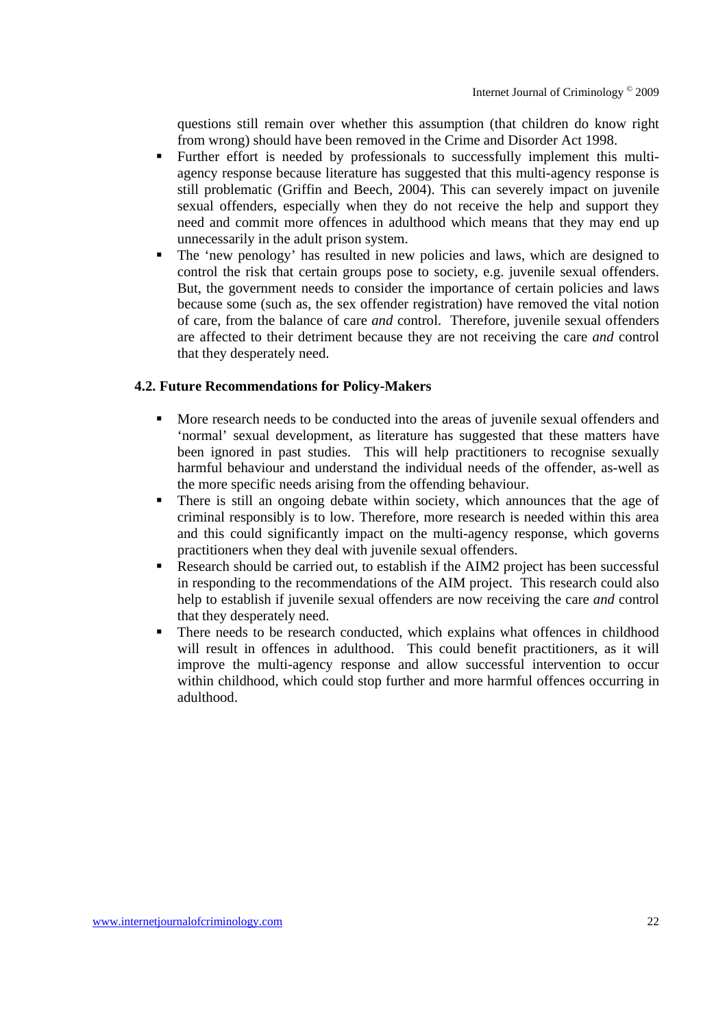questions still remain over whether this assumption (that children do know right from wrong) should have been removed in the Crime and Disorder Act 1998.

- Further effort is needed by professionals to successfully implement this multi-agency response because literature has suggested that this multi-agency response is still problematic (Griffin and Beech, 2004). This can severely impact on juvenile sexual offenders, especially when they do not receive the help and support they need and commit more offences in adulthood which means that they may end up unnecessarily in the adult prison system.
- The 'new penology' has resulted in new policies and laws, which are designed to control the risk that certain groups pose to society, e.g. juvenile sexual offenders. But, the government needs to consider the importance of certain policies and laws because some (such as, the sex offender registration) have removed the vital notion of care, from the balance of care *and* control. Therefore, juvenile sexual offenders are affected to their detriment because they are not receiving the care *and* control that they desperately need.

### 4.2. Future Recommendations for Policy-Makers

- More research needs to be conducted into the areas of juvenile sexual offenders and 'normal' sexual development, as literature has suggested that these matters have been ignored in past studies. This will help practitioners to recognise sexually harmful behaviour and understand the individual needs of the offender, as-well as the more specific needs arising from the offending behaviour.
- There is still an ongoing debate within society, which announces that the age of criminal responsibly is to low. Therefore, more research is needed within this area and this could significantly impact on the multi-agency response, which governs practitioners when they deal with juvenile sexual offenders.
- Research should be carried out, to establish if the AIM2 project has been successful in responding to the recommendations of the AIM project. This research could also help to establish if juvenile sexual offenders are now receiving the care *and* control that they desperately need.
- There needs to be research conducted, which explains what offences in childhood will result in offences in adulthood. This could benefit practitioners, as it will improve the multi-agency response and allow successful intervention to occur within childhood, which could stop further and more harmful offences occurring in adulthood.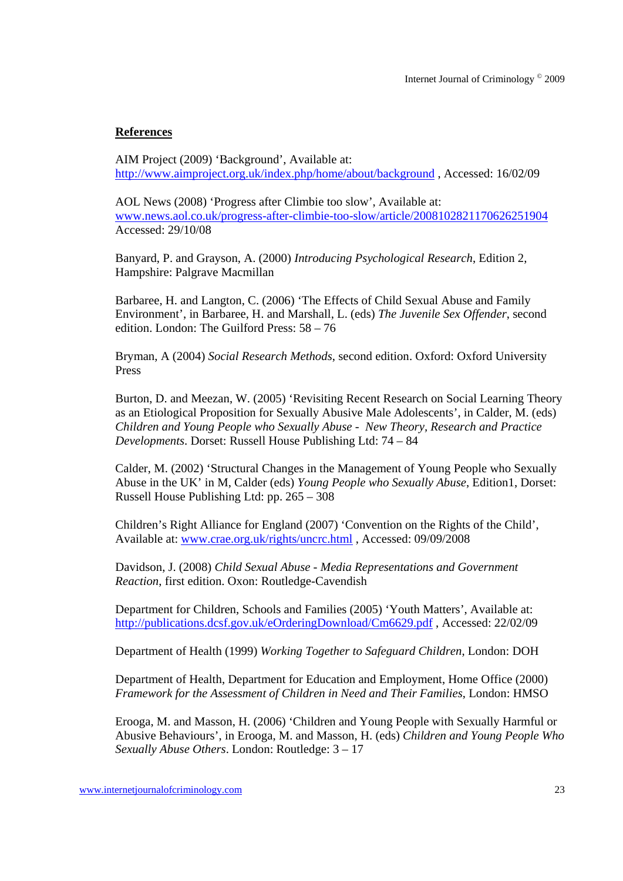**References**

AIM Project (2009) 'Background', Available at: http://www.aimproject.org.uk/index.php/home/about/background , Accessed: 16/02/09

AOL News (2008) 'Progress after Climbie too slow', Available at: www.news.aol.co.uk/progress-after-climbie-too-slow/article/20081028211706262519​04 Accessed: 29/10/08

Banyard, P. and Grayson, A. (2000) *Introducing Psychological Research*, Edition 2, Hampshire: Palgrave Macmillan

Barbaree, H. and Langton, C. (2006) 'The Effects of Child Sexual Abuse and Family Environment', in Barbaree, H. and Marshall, L. (eds) *The Juvenile Sex Offender*, second edition. London: The Guilford Press: 58 – 76

Bryman, A (2004) *Social Research Methods*, second edition. Oxford: Oxford University Press

Burton, D. and Meezan, W. (2005) 'Revisiting Recent Research on Social Learning Theory as an Etiological Proposition for Sexually Abusive Male Adolescents', in Calder, M. (eds) *Children and Young People who Sexually Abuse - New Theory, Research and Practice Developments*. Dorset: Russell House Publishing Ltd: 74 – 84

Calder, M. (2002) 'Structural Changes in the Management of Young People who Sexually Abuse in the UK' in M, Calder (eds) *Young People who Sexually Abuse*, Edition1, Dorset: Russell House Publishing Ltd: pp. 265 – 308

Children's Right Alliance for England (2007) 'Convention on the Rights of the Child', Available at: www.crae.org.uk/rights/uncrc.html , Accessed: 09/09/2008

Davidson, J. (2008) *Child Sexual Abuse - Media Representations and Government Reaction*, first edition. Oxon: Routledge-Cavendish

Department for Children, Schools and Families (2005) 'Youth Matters', Available at: http://publications.dcsf.gov.uk/eOrderingDownload/Cm6629.pdf , Accessed: 22/02/09

Department of Health (1999) *Working Together to Safeguard Children*, London: DOH

Department of Health, Department for Education and Employment, Home Office (2000) *Framework for the Assessment of Children in Need and Their Families*, London: HMSO

Erooga, M. and Masson, H. (2006) 'Children and Young People with Sexually Harmful or Abusive Behaviours', in Erooga, M. and Masson, H. (eds) *Children and Young People Who Sexually Abuse Others*. London: Routledge: 3 – 17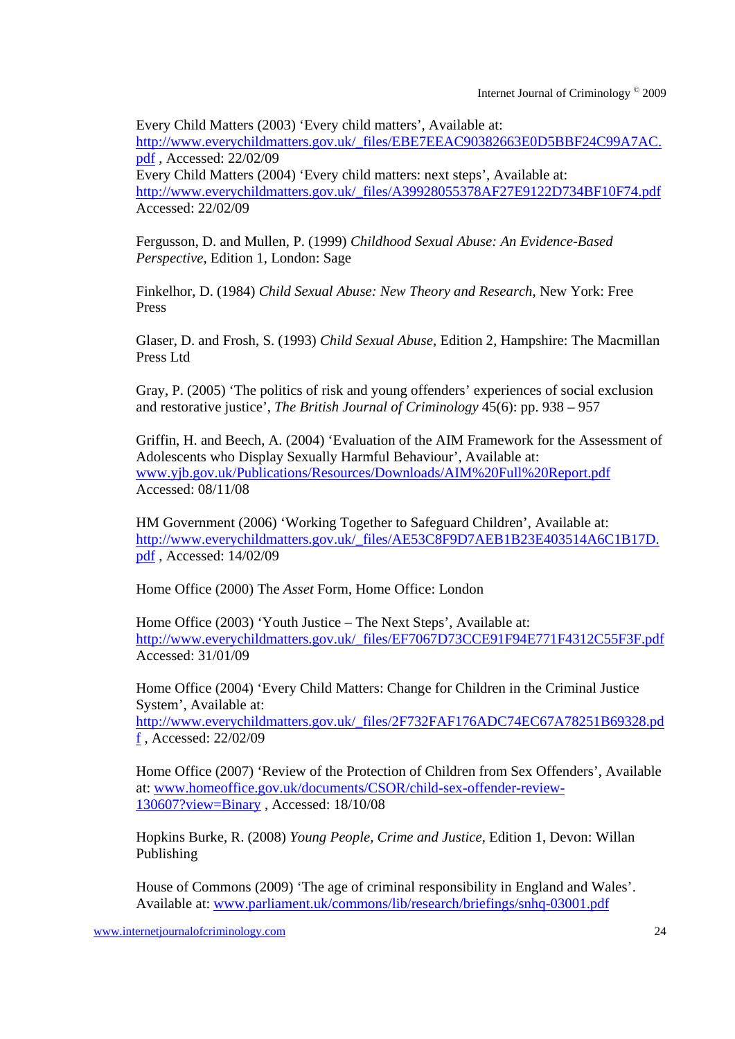Every Child Matters (2003) 'Every child matters', Available at: http://www.everychildmatters.gov.uk/_files/EBE7EEAC90382663E0D5BBF24C99A7AC.pdf , Accessed: 22/02/09
Every Child Matters (2004) 'Every child matters: next steps', Available at: http://www.everychildmatters.gov.uk/_files/A39928055378AF27E9122D734BF10F74.pdf Accessed: 22/02/09

Fergusson, D. and Mullen, P. (1999) *Childhood Sexual Abuse: An Evidence-Based Perspective*, Edition 1, London: Sage

Finkelhor, D. (1984) *Child Sexual Abuse: New Theory and Research*, New York: Free Press

Glaser, D. and Frosh, S. (1993) *Child Sexual Abuse*, Edition 2, Hampshire: The Macmillan Press Ltd

Gray, P. (2005) 'The politics of risk and young offenders' experiences of social exclusion and restorative justice', *The British Journal of Criminology* 45(6): pp. 938 – 957

Griffin, H. and Beech, A. (2004) 'Evaluation of the AIM Framework for the Assessment of Adolescents who Display Sexually Harmful Behaviour', Available at: www.yjb.gov.uk/Publications/Resources/Downloads/AIM%20Full%20Report.pdf Accessed: 08/11/08

HM Government (2006) 'Working Together to Safeguard Children', Available at: http://www.everychildmatters.gov.uk/_files/AE53C8F9D7AEB1B23E403514A6C1B17D.pdf , Accessed: 14/02/09

Home Office (2000) The *Asset* Form, Home Office: London

Home Office (2003) 'Youth Justice – The Next Steps', Available at: http://www.everychildmatters.gov.uk/_files/EF7067D73CCE91F94E771F4312C55F3F.pdf Accessed: 31/01/09

Home Office (2004) 'Every Child Matters: Change for Children in the Criminal Justice System', Available at: http://www.everychildmatters.gov.uk/_files/2F732FAF176ADC74EC67A78251B69328.pdf , Accessed: 22/02/09

Home Office (2007) 'Review of the Protection of Children from Sex Offenders', Available at: www.homeoffice.gov.uk/documents/CSOR/child-sex-offender-review-130607?view=Binary , Accessed: 18/10/08

Hopkins Burke, R. (2008) *Young People, Crime and Justice*, Edition 1, Devon: Willan Publishing

House of Commons (2009) 'The age of criminal responsibility in England and Wales'. Available at: www.parliament.uk/commons/lib/research/briefings/snhq-03001.pdf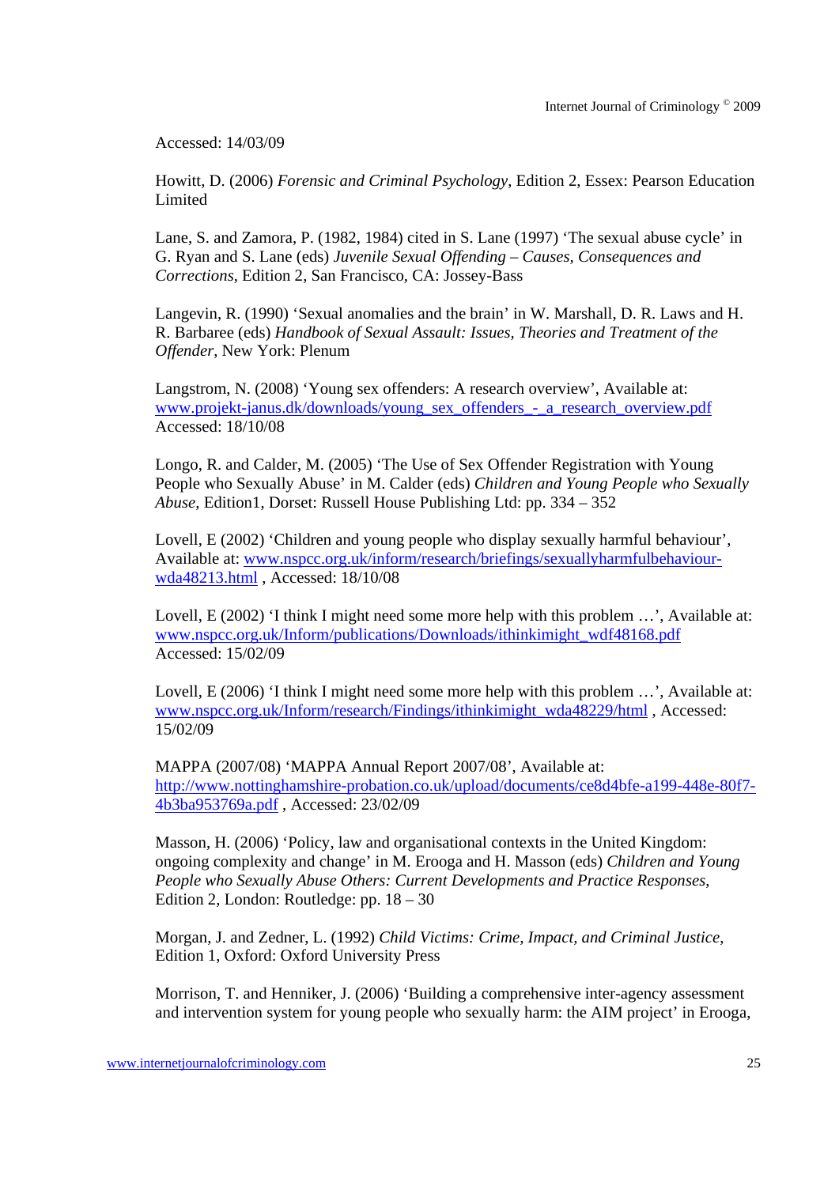Accessed: 14/03/09

Howitt, D. (2006) *Forensic and Criminal Psychology*, Edition 2, Essex: Pearson Education Limited

Lane, S. and Zamora, P. (1982, 1984) cited in S. Lane (1997) 'The sexual abuse cycle' in G. Ryan and S. Lane (eds) *Juvenile Sexual Offending – Causes, Consequences and Corrections*, Edition 2, San Francisco, CA: Jossey-Bass

Langevin, R. (1990) 'Sexual anomalies and the brain' in W. Marshall, D. R. Laws and H. R. Barbaree (eds) *Handbook of Sexual Assault: Issues, Theories and Treatment of the Offender*, New York: Plenum

Langstrom, N. (2008) 'Young sex offenders: A research overview', Available at: www.projekt-janus.dk/downloads/young_sex_offenders_-_a_research_overview.pdf Accessed: 18/10/08

Longo, R. and Calder, M. (2005) 'The Use of Sex Offender Registration with Young People who Sexually Abuse' in M. Calder (eds) *Children and Young People who Sexually Abuse*, Edition1, Dorset: Russell House Publishing Ltd: pp. 334 – 352

Lovell, E (2002) 'Children and young people who display sexually harmful behaviour', Available at: www.nspcc.org.uk/inform/research/briefings/sexuallyharmfulbehaviour-wda48213.html , Accessed: 18/10/08

Lovell, E (2002) 'I think I might need some more help with this problem …', Available at: www.nspcc.org.uk/Inform/publications/Downloads/ithinkimight_wdf48168.pdf Accessed: 15/02/09

Lovell, E (2006) 'I think I might need some more help with this problem …', Available at: www.nspcc.org.uk/Inform/research/Findings/ithinkimight_wda48229/html , Accessed: 15/02/09

MAPPA (2007/08) 'MAPPA Annual Report 2007/08', Available at: http://www.nottinghamshire-probation.co.uk/upload/documents/ce8d4bfe-a199-448e-80f7-4b3ba953769a.pdf , Accessed: 23/02/09

Masson, H. (2006) 'Policy, law and organisational contexts in the United Kingdom: ongoing complexity and change' in M. Erooga and H. Masson (eds) *Children and Young People who Sexually Abuse Others: Current Developments and Practice Responses*, Edition 2, London: Routledge: pp. 18 – 30

Morgan, J. and Zedner, L. (1992) *Child Victims: Crime, Impact, and Criminal Justice*, Edition 1, Oxford: Oxford University Press

Morrison, T. and Henniker, J. (2006) 'Building a comprehensive inter-agency assessment and intervention system for young people who sexually harm: the AIM project' in Erooga,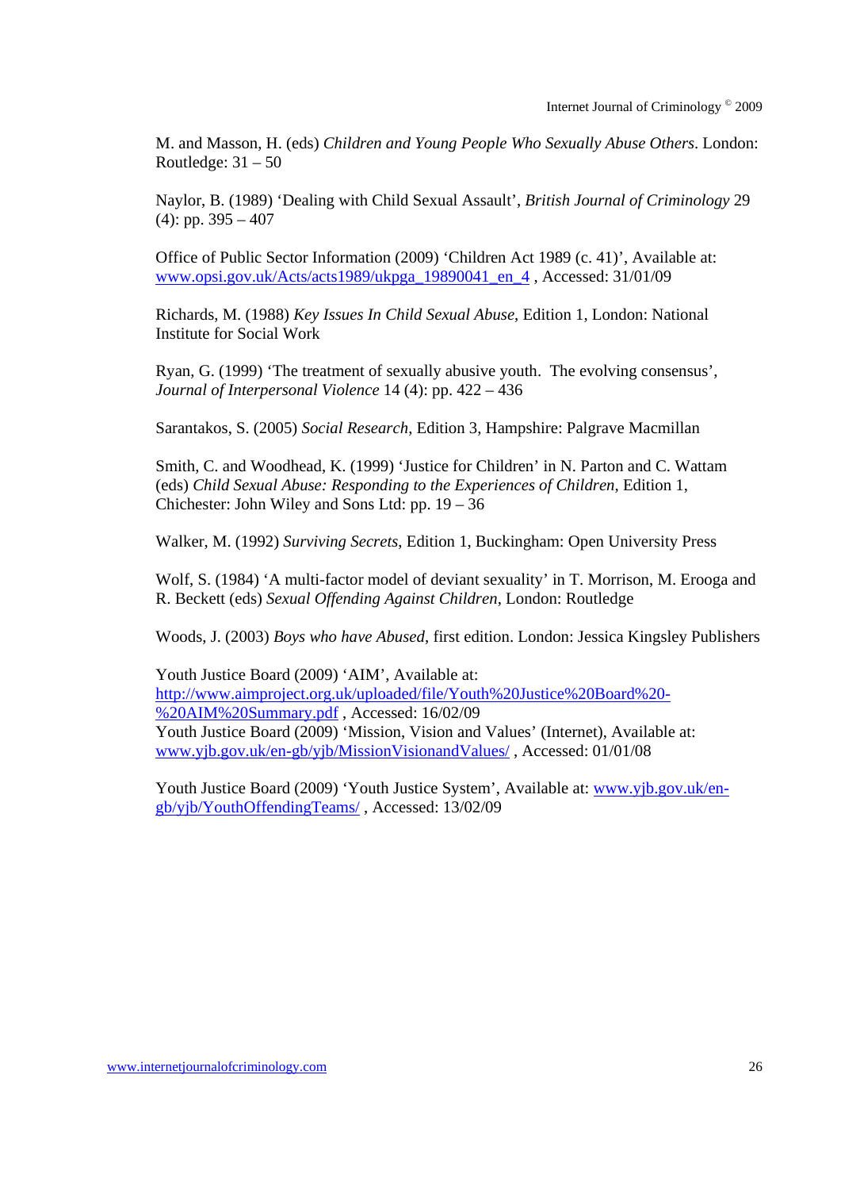M. and Masson, H. (eds) *Children and Young People Who Sexually Abuse Others*. London: Routledge: 31 – 50

Naylor, B. (1989) 'Dealing with Child Sexual Assault', *British Journal of Criminology* 29 (4): pp. 395 – 407

Office of Public Sector Information (2009) 'Children Act 1989 (c. 41)', Available at: www.opsi.gov.uk/Acts/acts1989/ukpga_19890041_en_4 , Accessed: 31/01/09

Richards, M. (1988) *Key Issues In Child Sexual Abuse*, Edition 1, London: National Institute for Social Work

Ryan, G. (1999) 'The treatment of sexually abusive youth. The evolving consensus', *Journal of Interpersonal Violence* 14 (4): pp. 422 – 436

Sarantakos, S. (2005) *Social Research*, Edition 3, Hampshire: Palgrave Macmillan

Smith, C. and Woodhead, K. (1999) 'Justice for Children' in N. Parton and C. Wattam (eds) *Child Sexual Abuse: Responding to the Experiences of Children*, Edition 1, Chichester: John Wiley and Sons Ltd: pp. 19 – 36

Walker, M. (1992) *Surviving Secrets*, Edition 1, Buckingham: Open University Press

Wolf, S. (1984) 'A multi-factor model of deviant sexuality' in T. Morrison, M. Erooga and R. Beckett (eds) *Sexual Offending Against Children*, London: Routledge

Woods, J. (2003) *Boys who have Abused*, first edition. London: Jessica Kingsley Publishers

Youth Justice Board (2009) 'AIM', Available at: http://www.aimproject.org.uk/uploaded/file/Youth%20Justice%20Board%20-%20AIM%20Summary.pdf , Accessed: 16/02/09
Youth Justice Board (2009) 'Mission, Vision and Values' (Internet), Available at: www.yjb.gov.uk/en-gb/yjb/MissionVisionandValues/ , Accessed: 01/01/08

Youth Justice Board (2009) 'Youth Justice System', Available at: www.yjb.gov.uk/en-gb/yjb/YouthOffendingTeams/ , Accessed: 13/02/09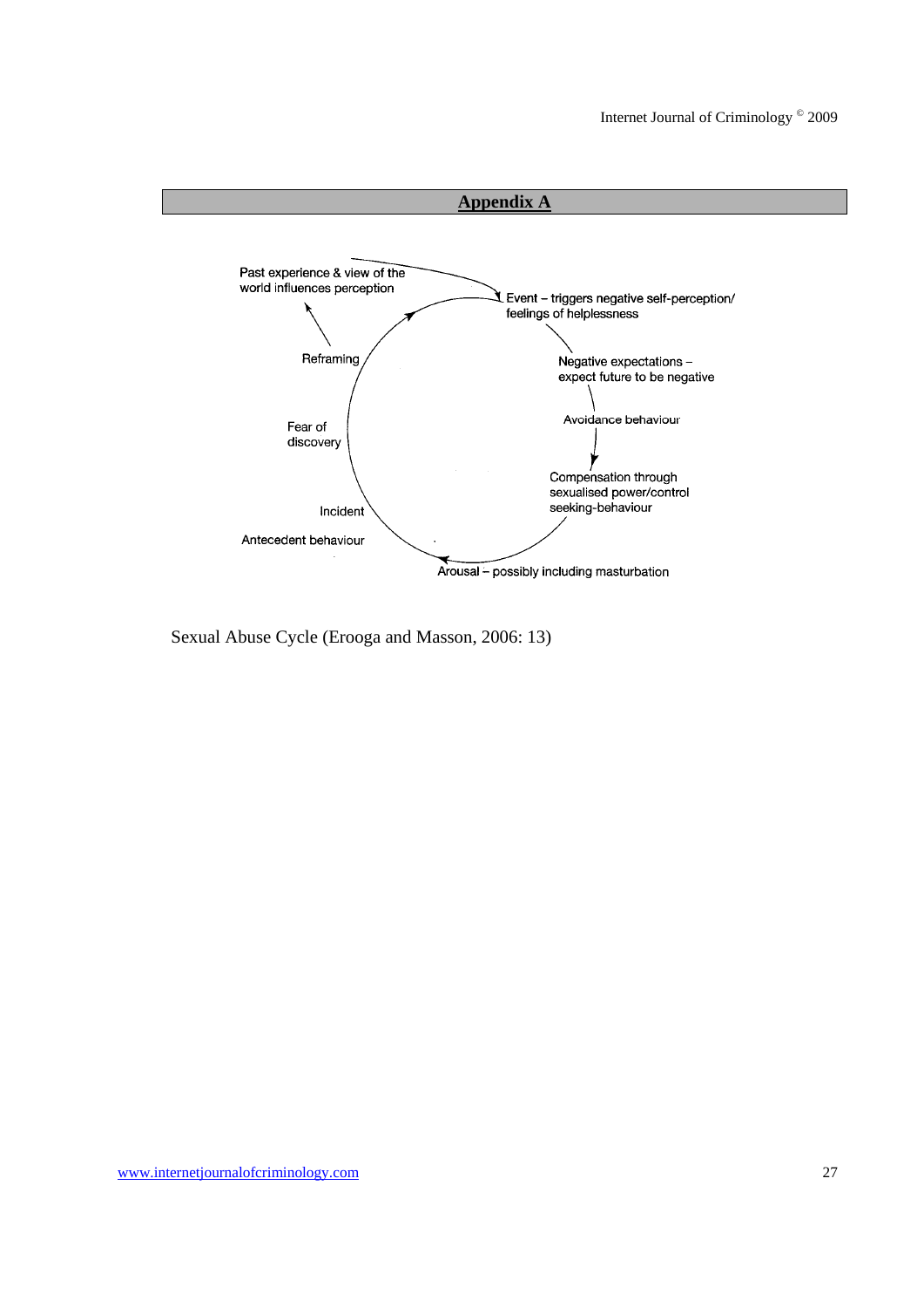## Appendix A

Past experience & view of the world influences perception

Event – triggers negative self-perception/ feelings of helplessness

Negative expectations – expect future to be negative

Avoidance behaviour

Compensation through sexualised power/control seeking-behaviour

Arousal – possibly including masturbation

Antecedent behaviour

Incident

Fear of discovery

Reframing

Sexual Abuse Cycle (Erooga and Masson, 2006: 13)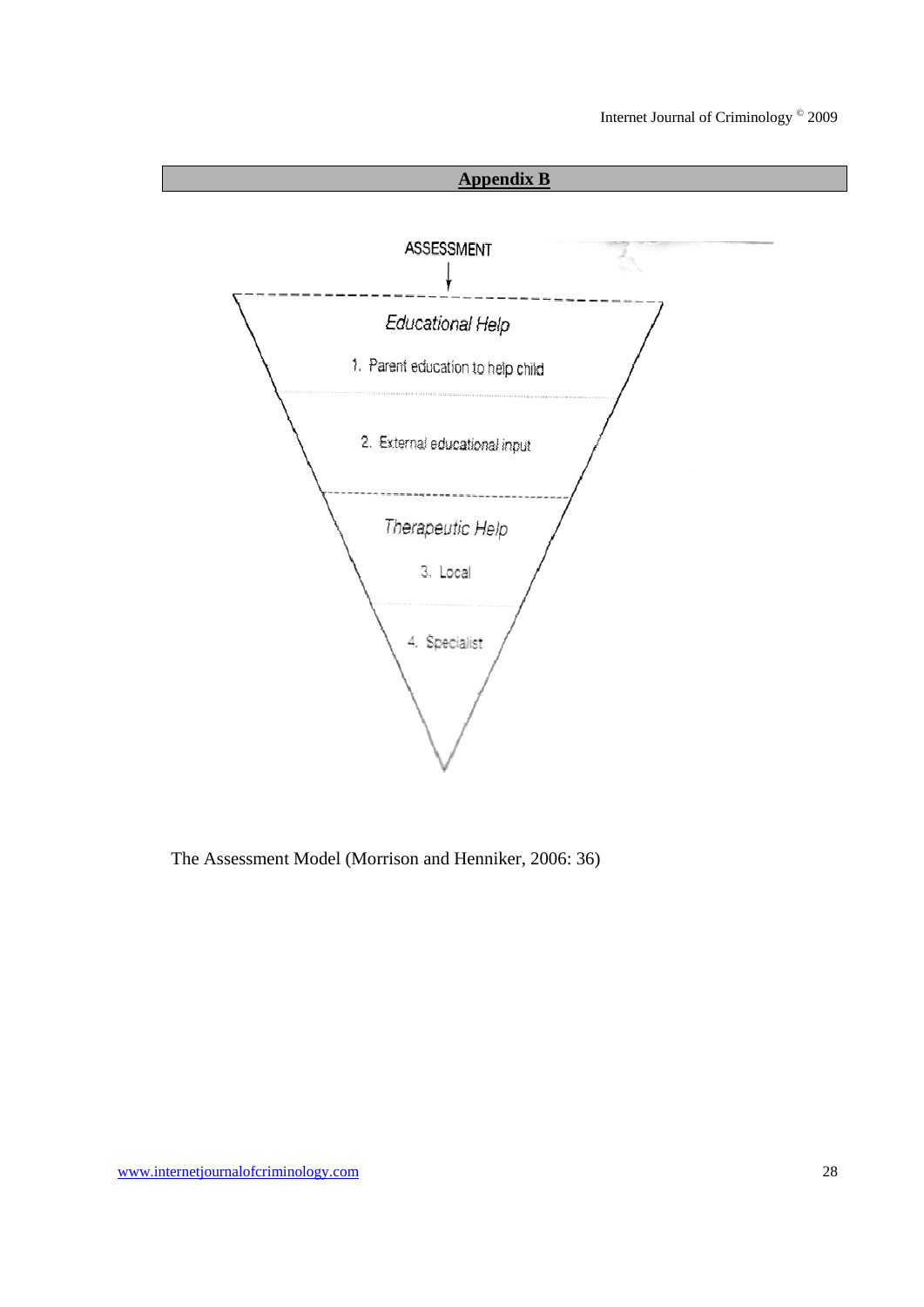## Appendix B

ASSESSMENT

*Educational Help*

1. Parent education to help child

2. External educational input

*Therapeutic Help*

3. Local

4. Specialist

The Assessment Model (Morrison and Henniker, 2006: 36)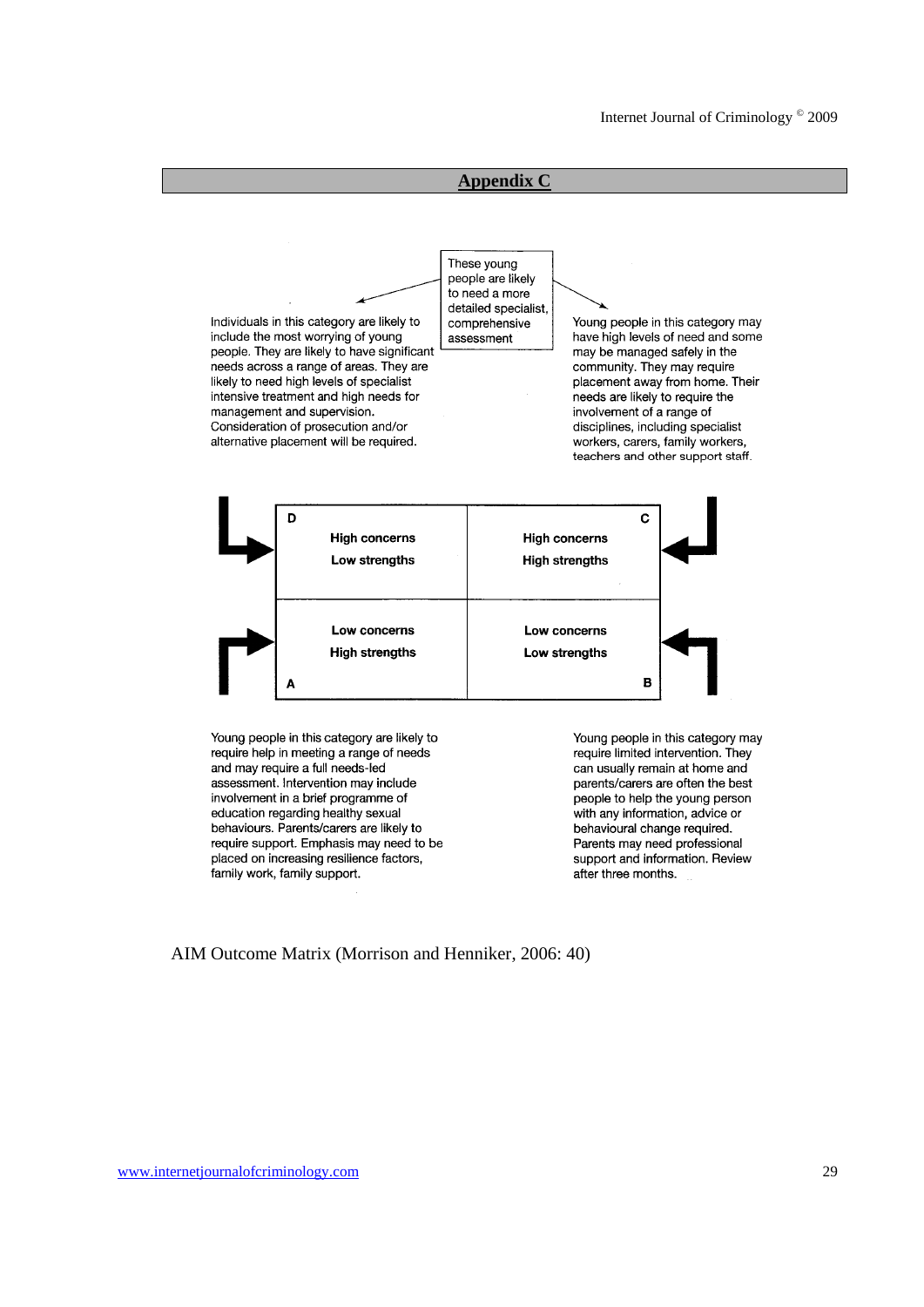## Appendix C

These young people are likely to need a more detailed specialist, comprehensive assessment

Individuals in this category are likely to include the most worrying of young people. They are likely to have significant needs across a range of areas. They are likely to need high levels of specialist intensive treatment and high needs for management and supervision. Consideration of prosecution and/or alternative placement will be required.

Young people in this category may have high levels of need and some may be managed safely in the community. They may require placement away from home. Their needs are likely to require the involvement of a range of disciplines, including specialist workers, carers, family workers, teachers and other support staff.

| | |
|---|---|
| **D** High concerns Low strengths | **C** High concerns High strengths |
| **A** Low concerns High strengths | **B** Low concerns Low strengths |

Young people in this category are likely to require help in meeting a range of needs and may require a full needs-led assessment. Intervention may include involvement in a brief programme of education regarding healthy sexual behaviours. Parents/carers are likely to require support. Emphasis may need to be placed on increasing resilience factors, family work, family support.

Young people in this category may require limited intervention. They can usually remain at home and parents/carers are often the best people to help the young person with any information, advice or behavioural change required. Parents may need professional support and information. Review after three months.

AIM Outcome Matrix (Morrison and Henniker, 2006: 40)